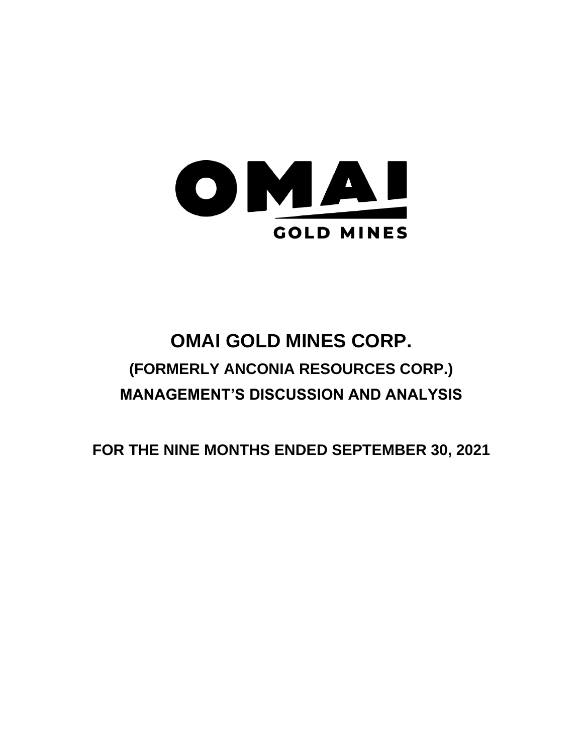OMAI

GOLD MINES

# OMAI GOLD MINES CORP.

## (FORMERLY ANCONIA RESOURCES CORP.)

## MANAGEMENT'S DISCUSSION AND ANALYSIS

## FOR THE NINE MONTHS ENDED SEPTEMBER 30, 2021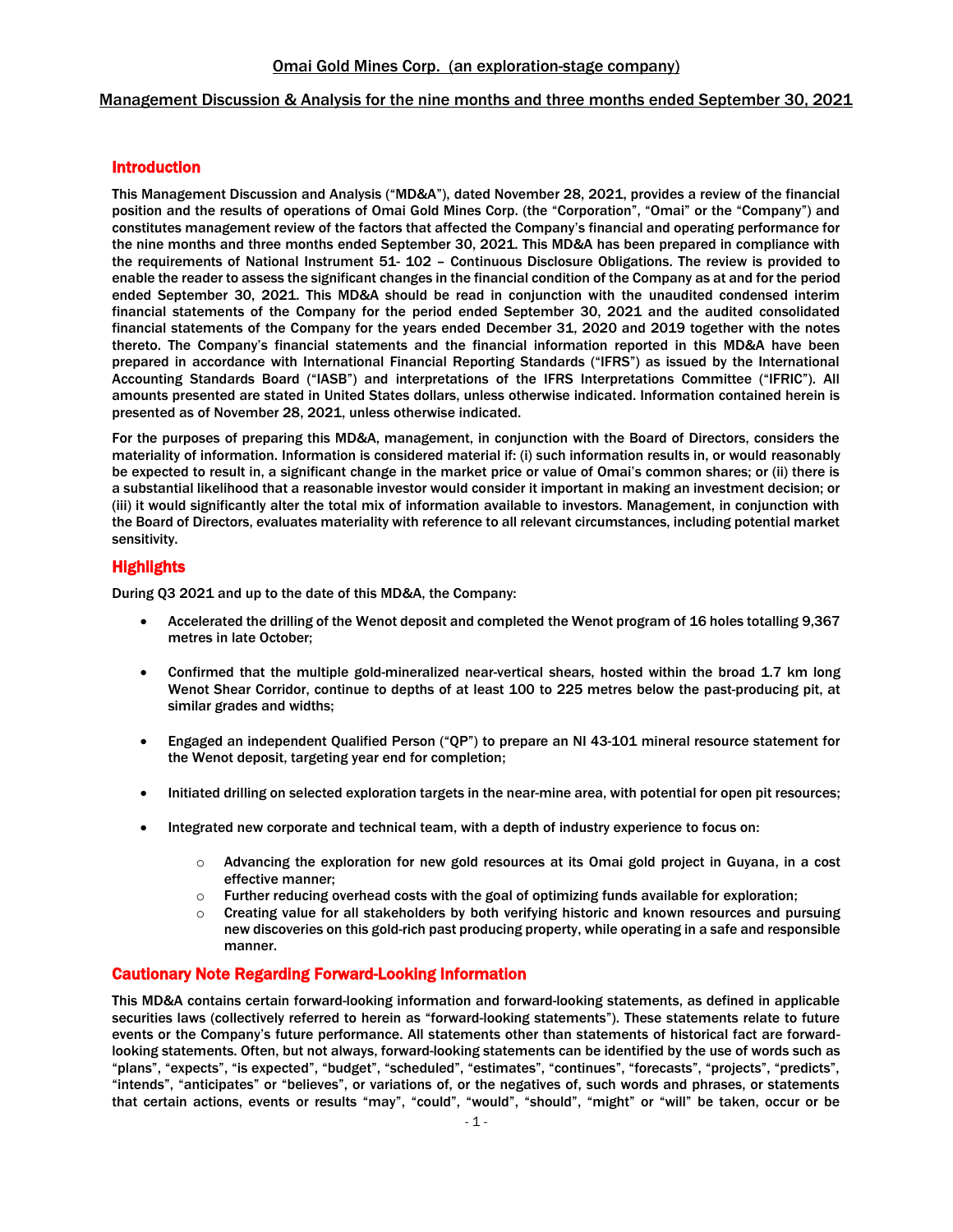# Omai Gold Mines Corp. (an exploration-stage company)

## Management Discussion & Analysis for the nine months and three months ended September 30, 2021

## Introduction

This Management Discussion and Analysis ("MD&A"), dated November 28, 2021, provides a review of the financial position and the results of operations of Omai Gold Mines Corp. (the "Corporation", "Omai" or the "Company") and constitutes management review of the factors that affected the Company's financial and operating performance for the nine months and three months ended September 30, 2021. This MD&A has been prepared in compliance with the requirements of National Instrument 51- 102 – Continuous Disclosure Obligations. The review is provided to enable the reader to assess the significant changes in the financial condition of the Company as at and for the period ended September 30, 2021. This MD&A should be read in conjunction with the unaudited condensed interim financial statements of the Company for the period ended September 30, 2021 and the audited consolidated financial statements of the Company for the years ended December 31, 2020 and 2019 together with the notes thereto. The Company's financial statements and the financial information reported in this MD&A have been prepared in accordance with International Financial Reporting Standards ("IFRS") as issued by the International Accounting Standards Board ("IASB") and interpretations of the IFRS Interpretations Committee ("IFRIC"). All amounts presented are stated in United States dollars, unless otherwise indicated. Information contained herein is presented as of November 28, 2021, unless otherwise indicated.

For the purposes of preparing this MD&A, management, in conjunction with the Board of Directors, considers the materiality of information. Information is considered material if: (i) such information results in, or would reasonably be expected to result in, a significant change in the market price or value of Omai's common shares; or (ii) there is a substantial likelihood that a reasonable investor would consider it important in making an investment decision; or (iii) it would significantly alter the total mix of information available to investors. Management, in conjunction with the Board of Directors, evaluates materiality with reference to all relevant circumstances, including potential market sensitivity.

## Highlights

During Q3 2021 and up to the date of this MD&A, the Company:

- Accelerated the drilling of the Wenot deposit and completed the Wenot program of 16 holes totalling 9,367 metres in late October;
- Confirmed that the multiple gold-mineralized near-vertical shears, hosted within the broad 1.7 km long Wenot Shear Corridor, continue to depths of at least 100 to 225 metres below the past-producing pit, at similar grades and widths;
- Engaged an independent Qualified Person ("QP") to prepare an NI 43-101 mineral resource statement for the Wenot deposit, targeting year end for completion;
- Initiated drilling on selected exploration targets in the near-mine area, with potential for open pit resources;
- Integrated new corporate and technical team, with a depth of industry experience to focus on:
  - Advancing the exploration for new gold resources at its Omai gold project in Guyana, in a cost effective manner;
  - Further reducing overhead costs with the goal of optimizing funds available for exploration;
  - Creating value for all stakeholders by both verifying historic and known resources and pursuing new discoveries on this gold-rich past producing property, while operating in a safe and responsible manner.

## Cautionary Note Regarding Forward-Looking Information

This MD&A contains certain forward-looking information and forward-looking statements, as defined in applicable securities laws (collectively referred to herein as "forward-looking statements"). These statements relate to future events or the Company's future performance. All statements other than statements of historical fact are forward-looking statements. Often, but not always, forward-looking statements can be identified by the use of words such as "plans", "expects", "is expected", "budget", "scheduled", "estimates", "continues", "forecasts", "projects", "predicts", "intends", "anticipates" or "believes", or variations of, or the negatives of, such words and phrases, or statements that certain actions, events or results "may", "could", "would", "should", "might" or "will" be taken, occur or be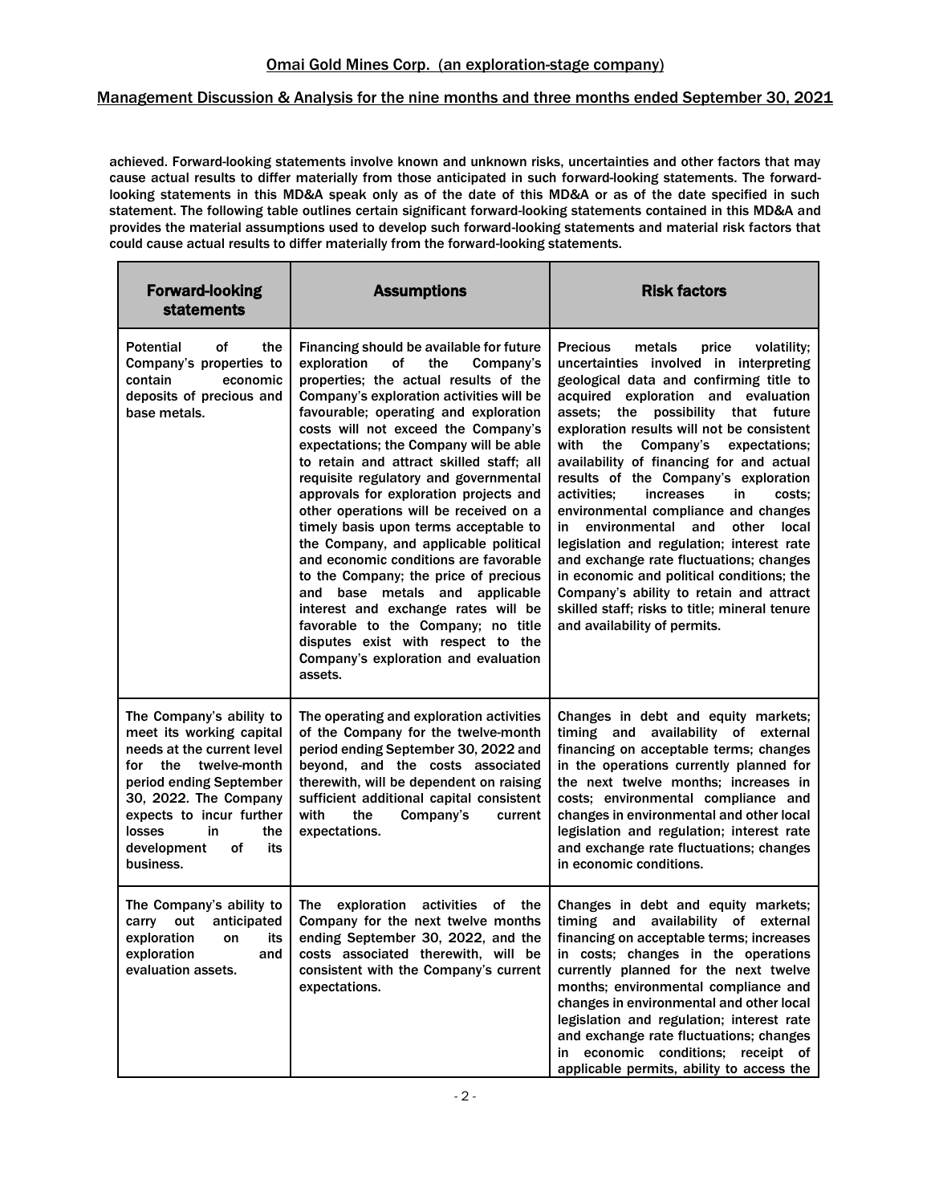achieved. Forward-looking statements involve known and unknown risks, uncertainties and other factors that may cause actual results to differ materially from those anticipated in such forward-looking statements. The forward-looking statements in this MD&A speak only as of the date of this MD&A or as of the date specified in such statement. The following table outlines certain significant forward-looking statements contained in this MD&A and provides the material assumptions used to develop such forward-looking statements and material risk factors that could cause actual results to differ materially from the forward-looking statements.

| Forward-looking statements | Assumptions | Risk factors |
|---|---|---|
| Potential of the Company's properties to contain economic deposits of precious and base metals. | Financing should be available for future exploration of the Company's properties; the actual results of the Company's exploration activities will be favourable; operating and exploration costs will not exceed the Company's expectations; the Company will be able to retain and attract skilled staff; all requisite regulatory and governmental approvals for exploration projects and other operations will be received on a timely basis upon terms acceptable to the Company, and applicable political and economic conditions are favorable to the Company; the price of precious and base metals and applicable interest and exchange rates will be favorable to the Company; no title disputes exist with respect to the Company's exploration and evaluation assets. | Precious metals price volatility; uncertainties involved in interpreting geological data and confirming title to acquired exploration and evaluation assets; the possibility that future exploration results will not be consistent with the Company's expectations; availability of financing for and actual results of the Company's exploration activities; increases in costs; environmental compliance and changes in environmental and other local legislation and regulation; interest rate and exchange rate fluctuations; changes in economic and political conditions; the Company's ability to retain and attract skilled staff; risks to title; mineral tenure and availability of permits. |
| The Company's ability to meet its working capital needs at the current level for the twelve-month period ending September 30, 2022. The Company expects to incur further losses in the development of its business. | The operating and exploration activities of the Company for the twelve-month period ending September 30, 2022 and beyond, and the costs associated therewith, will be dependent on raising sufficient additional capital consistent with the Company's current expectations. | Changes in debt and equity markets; timing and availability of external financing on acceptable terms; changes in the operations currently planned for the next twelve months; increases in costs; environmental compliance and changes in environmental and other local legislation and regulation; interest rate and exchange rate fluctuations; changes in economic conditions. |
| The Company's ability to carry out anticipated exploration on its exploration and evaluation assets. | The exploration activities of the Company for the next twelve months ending September 30, 2022, and the costs associated therewith, will be consistent with the Company's current expectations. | Changes in debt and equity markets; timing and availability of external financing on acceptable terms; increases in costs; changes in the operations currently planned for the next twelve months; environmental compliance and changes in environmental and other local legislation and regulation; interest rate and exchange rate fluctuations; changes in economic conditions; receipt of applicable permits, ability to access the |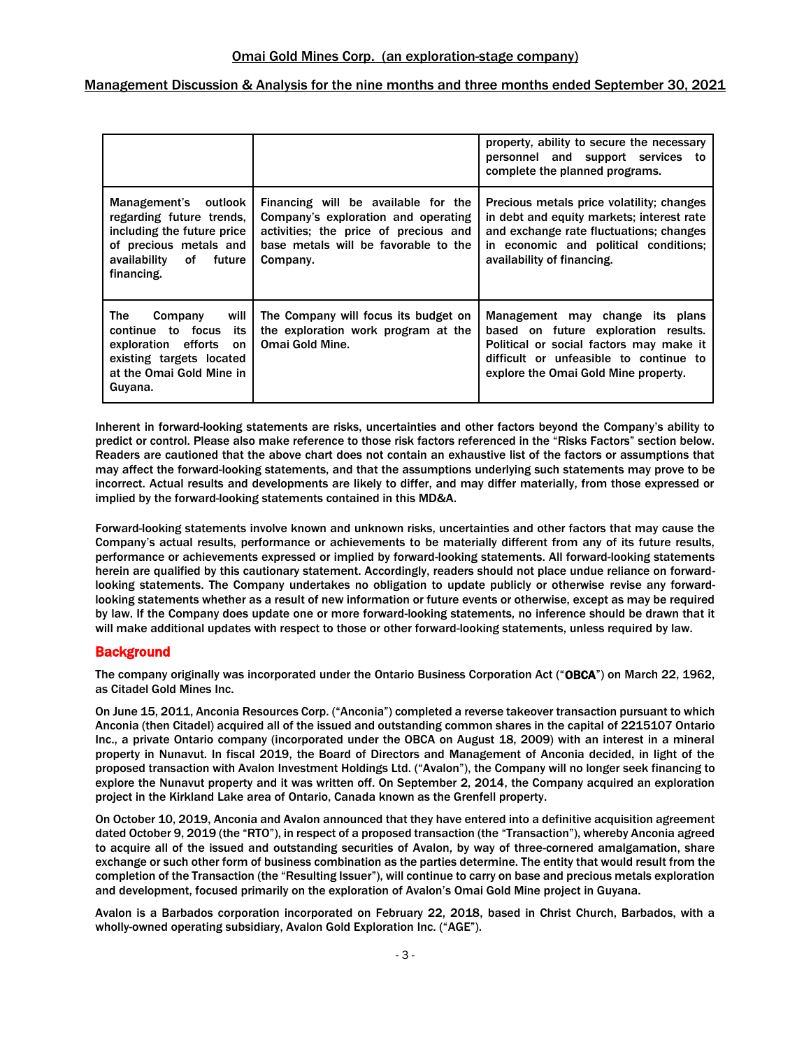| | | |
|---|---|---|
| | | property, ability to secure the necessary personnel and support services to complete the planned programs. |
| Management's outlook regarding future trends, including the future price of precious metals and availability of future financing. | Financing will be available for the Company's exploration and operating activities; the price of precious and base metals will be favorable to the Company. | Precious metals price volatility; changes in debt and equity markets; interest rate and exchange rate fluctuations; changes in economic and political conditions; availability of financing. |
| The Company will continue to focus its exploration efforts on existing targets located at the Omai Gold Mine in Guyana. | The Company will focus its budget on the exploration work program at the Omai Gold Mine. | Management may change its plans based on future exploration results. Political or social factors may make it difficult or unfeasible to continue to explore the Omai Gold Mine property. |

Inherent in forward-looking statements are risks, uncertainties and other factors beyond the Company's ability to predict or control. Please also make reference to those risk factors referenced in the "Risks Factors" section below. Readers are cautioned that the above chart does not contain an exhaustive list of the factors or assumptions that may affect the forward-looking statements, and that the assumptions underlying such statements may prove to be incorrect. Actual results and developments are likely to differ, and may differ materially, from those expressed or implied by the forward-looking statements contained in this MD&A.

Forward-looking statements involve known and unknown risks, uncertainties and other factors that may cause the Company's actual results, performance or achievements to be materially different from any of its future results, performance or achievements expressed or implied by forward-looking statements. All forward-looking statements herein are qualified by this cautionary statement. Accordingly, readers should not place undue reliance on forward-looking statements. The Company undertakes no obligation to update publicly or otherwise revise any forward-looking statements whether as a result of new information or future events or otherwise, except as may be required by law. If the Company does update one or more forward-looking statements, no inference should be drawn that it will make additional updates with respect to those or other forward-looking statements, unless required by law.

## Background

The company originally was incorporated under the Ontario Business Corporation Act ("**OBCA**") on March 22, 1962, as Citadel Gold Mines Inc.

On June 15, 2011, Anconia Resources Corp. ("Anconia") completed a reverse takeover transaction pursuant to which Anconia (then Citadel) acquired all of the issued and outstanding common shares in the capital of 2215107 Ontario Inc., a private Ontario company (incorporated under the OBCA on August 18, 2009) with an interest in a mineral property in Nunavut. In fiscal 2019, the Board of Directors and Management of Anconia decided, in light of the proposed transaction with Avalon Investment Holdings Ltd. ("Avalon"), the Company will no longer seek financing to explore the Nunavut property and it was written off. On September 2, 2014, the Company acquired an exploration project in the Kirkland Lake area of Ontario, Canada known as the Grenfell property.

On October 10, 2019, Anconia and Avalon announced that they have entered into a definitive acquisition agreement dated October 9, 2019 (the "RTO"), in respect of a proposed transaction (the "Transaction"), whereby Anconia agreed to acquire all of the issued and outstanding securities of Avalon, by way of three-cornered amalgamation, share exchange or such other form of business combination as the parties determine. The entity that would result from the completion of the Transaction (the "Resulting Issuer"), will continue to carry on base and precious metals exploration and development, focused primarily on the exploration of Avalon's Omai Gold Mine project in Guyana.

Avalon is a Barbados corporation incorporated on February 22, 2018, based in Christ Church, Barbados, with a wholly-owned operating subsidiary, Avalon Gold Exploration Inc. ("AGE").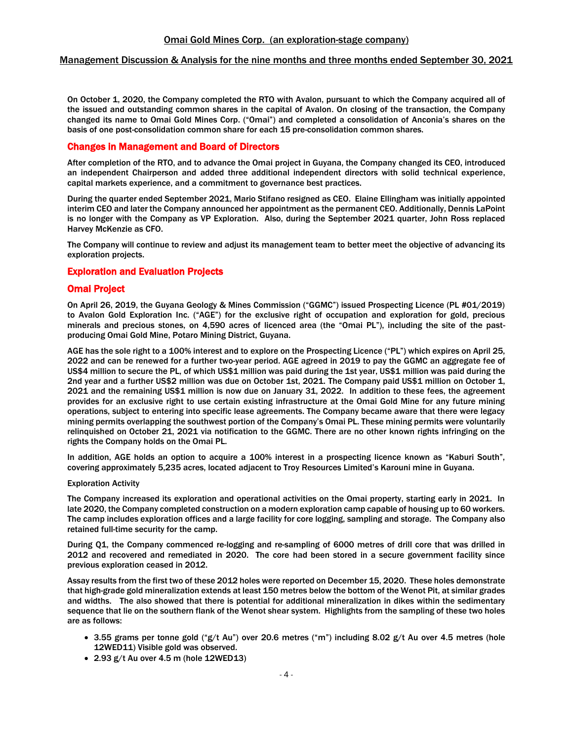On October 1, 2020, the Company completed the RTO with Avalon, pursuant to which the Company acquired all of the issued and outstanding common shares in the capital of Avalon. On closing of the transaction, the Company changed its name to Omai Gold Mines Corp. ("Omai") and completed a consolidation of Anconia's shares on the basis of one post-consolidation common share for each 15 pre-consolidation common shares.

## Changes in Management and Board of Directors

After completion of the RTO, and to advance the Omai project in Guyana, the Company changed its CEO, introduced an independent Chairperson and added three additional independent directors with solid technical experience, capital markets experience, and a commitment to governance best practices.

During the quarter ended September 2021, Mario Stifano resigned as CEO. Elaine Ellingham was initially appointed interim CEO and later the Company announced her appointment as the permanent CEO. Additionally, Dennis LaPoint is no longer with the Company as VP Exploration. Also, during the September 2021 quarter, John Ross replaced Harvey McKenzie as CFO.

The Company will continue to review and adjust its management team to better meet the objective of advancing its exploration projects.

## Exploration and Evaluation Projects

## Omai Project

On April 26, 2019, the Guyana Geology & Mines Commission ("GGMC") issued Prospecting Licence (PL #01/2019) to Avalon Gold Exploration Inc. ("AGE") for the exclusive right of occupation and exploration for gold, precious minerals and precious stones, on 4,590 acres of licenced area (the "Omai PL"), including the site of the past-producing Omai Gold Mine, Potaro Mining District, Guyana.

AGE has the sole right to a 100% interest and to explore on the Prospecting Licence ("PL") which expires on April 25, 2022 and can be renewed for a further two-year period. AGE agreed in 2019 to pay the GGMC an aggregate fee of US$4 million to secure the PL, of which US$1 million was paid during the 1st year, US$1 million was paid during the 2nd year and a further US$2 million was due on October 1st, 2021. The Company paid US$1 million on October 1, 2021 and the remaining US$1 million is now due on January 31, 2022. In addition to these fees, the agreement provides for an exclusive right to use certain existing infrastructure at the Omai Gold Mine for any future mining operations, subject to entering into specific lease agreements. The Company became aware that there were legacy mining permits overlapping the southwest portion of the Company's Omai PL. These mining permits were voluntarily relinquished on October 21, 2021 via notification to the GGMC. There are no other known rights infringing on the rights the Company holds on the Omai PL.

In addition, AGE holds an option to acquire a 100% interest in a prospecting licence known as "Kaburi South", covering approximately 5,235 acres, located adjacent to Troy Resources Limited's Karouni mine in Guyana.

Exploration Activity

The Company increased its exploration and operational activities on the Omai property, starting early in 2021. In late 2020, the Company completed construction on a modern exploration camp capable of housing up to 60 workers. The camp includes exploration offices and a large facility for core logging, sampling and storage. The Company also retained full-time security for the camp.

During Q1, the Company commenced re-logging and re-sampling of 6000 metres of drill core that was drilled in 2012 and recovered and remediated in 2020. The core had been stored in a secure government facility since previous exploration ceased in 2012.

Assay results from the first two of these 2012 holes were reported on December 15, 2020. These holes demonstrate that high-grade gold mineralization extends at least 150 metres below the bottom of the Wenot Pit, at similar grades and widths. The also showed that there is potential for additional mineralization in dikes within the sedimentary sequence that lie on the southern flank of the Wenot shear system. Highlights from the sampling of these two holes are as follows:

- 3.55 grams per tonne gold ("g/t Au") over 20.6 metres ("m") including 8.02 g/t Au over 4.5 metres (hole 12WED11) Visible gold was observed.
- 2.93 g/t Au over 4.5 m (hole 12WED13)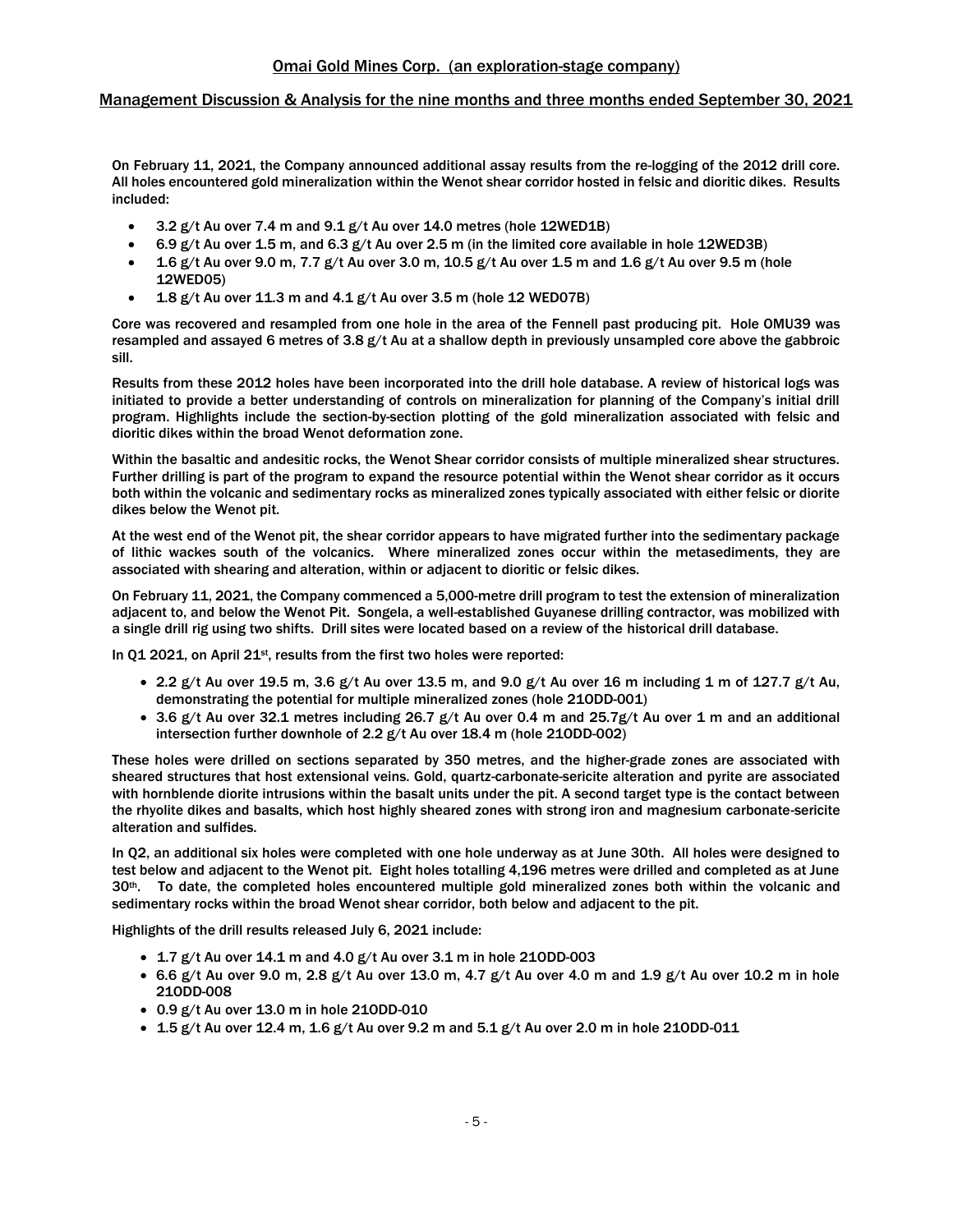On February 11, 2021, the Company announced additional assay results from the re-logging of the 2012 drill core. All holes encountered gold mineralization within the Wenot shear corridor hosted in felsic and dioritic dikes. Results included:

- 3.2 g/t Au over 7.4 m and 9.1 g/t Au over 14.0 metres (hole 12WED1B)
- 6.9 g/t Au over 1.5 m, and 6.3 g/t Au over 2.5 m (in the limited core available in hole 12WED3B)
- 1.6 g/t Au over 9.0 m, 7.7 g/t Au over 3.0 m, 10.5 g/t Au over 1.5 m and 1.6 g/t Au over 9.5 m (hole 12WED05)
- 1.8 g/t Au over 11.3 m and 4.1 g/t Au over 3.5 m (hole 12 WED07B)

Core was recovered and resampled from one hole in the area of the Fennell past producing pit. Hole OMU39 was resampled and assayed 6 metres of 3.8 g/t Au at a shallow depth in previously unsampled core above the gabbroic sill.

Results from these 2012 holes have been incorporated into the drill hole database. A review of historical logs was initiated to provide a better understanding of controls on mineralization for planning of the Company's initial drill program. Highlights include the section-by-section plotting of the gold mineralization associated with felsic and dioritic dikes within the broad Wenot deformation zone.

Within the basaltic and andesitic rocks, the Wenot Shear corridor consists of multiple mineralized shear structures. Further drilling is part of the program to expand the resource potential within the Wenot shear corridor as it occurs both within the volcanic and sedimentary rocks as mineralized zones typically associated with either felsic or diorite dikes below the Wenot pit.

At the west end of the Wenot pit, the shear corridor appears to have migrated further into the sedimentary package of lithic wackes south of the volcanics. Where mineralized zones occur within the metasediments, they are associated with shearing and alteration, within or adjacent to dioritic or felsic dikes.

On February 11, 2021, the Company commenced a 5,000-metre drill program to test the extension of mineralization adjacent to, and below the Wenot Pit. Songela, a well-established Guyanese drilling contractor, was mobilized with a single drill rig using two shifts. Drill sites were located based on a review of the historical drill database.

In Q1 2021, on April 21st, results from the first two holes were reported:

- 2.2 g/t Au over 19.5 m, 3.6 g/t Au over 13.5 m, and 9.0 g/t Au over 16 m including 1 m of 127.7 g/t Au, demonstrating the potential for multiple mineralized zones (hole 21ODD-001)
- 3.6 g/t Au over 32.1 metres including 26.7 g/t Au over 0.4 m and 25.7g/t Au over 1 m and an additional intersection further downhole of 2.2 g/t Au over 18.4 m (hole 21ODD-002)

These holes were drilled on sections separated by 350 metres, and the higher-grade zones are associated with sheared structures that host extensional veins. Gold, quartz-carbonate-sericite alteration and pyrite are associated with hornblende diorite intrusions within the basalt units under the pit. A second target type is the contact between the rhyolite dikes and basalts, which host highly sheared zones with strong iron and magnesium carbonate-sericite alteration and sulfides.

In Q2, an additional six holes were completed with one hole underway as at June 30th. All holes were designed to test below and adjacent to the Wenot pit. Eight holes totalling 4,196 metres were drilled and completed as at June 30th. To date, the completed holes encountered multiple gold mineralized zones both within the volcanic and sedimentary rocks within the broad Wenot shear corridor, both below and adjacent to the pit.

Highlights of the drill results released July 6, 2021 include:

- 1.7 g/t Au over 14.1 m and 4.0 g/t Au over 3.1 m in hole 21ODD-003
- 6.6 g/t Au over 9.0 m, 2.8 g/t Au over 13.0 m, 4.7 g/t Au over 4.0 m and 1.9 g/t Au over 10.2 m in hole 21ODD-008
- 0.9 g/t Au over 13.0 m in hole 21ODD-010
- 1.5 g/t Au over 12.4 m, 1.6 g/t Au over 9.2 m and 5.1 g/t Au over 2.0 m in hole 21ODD-011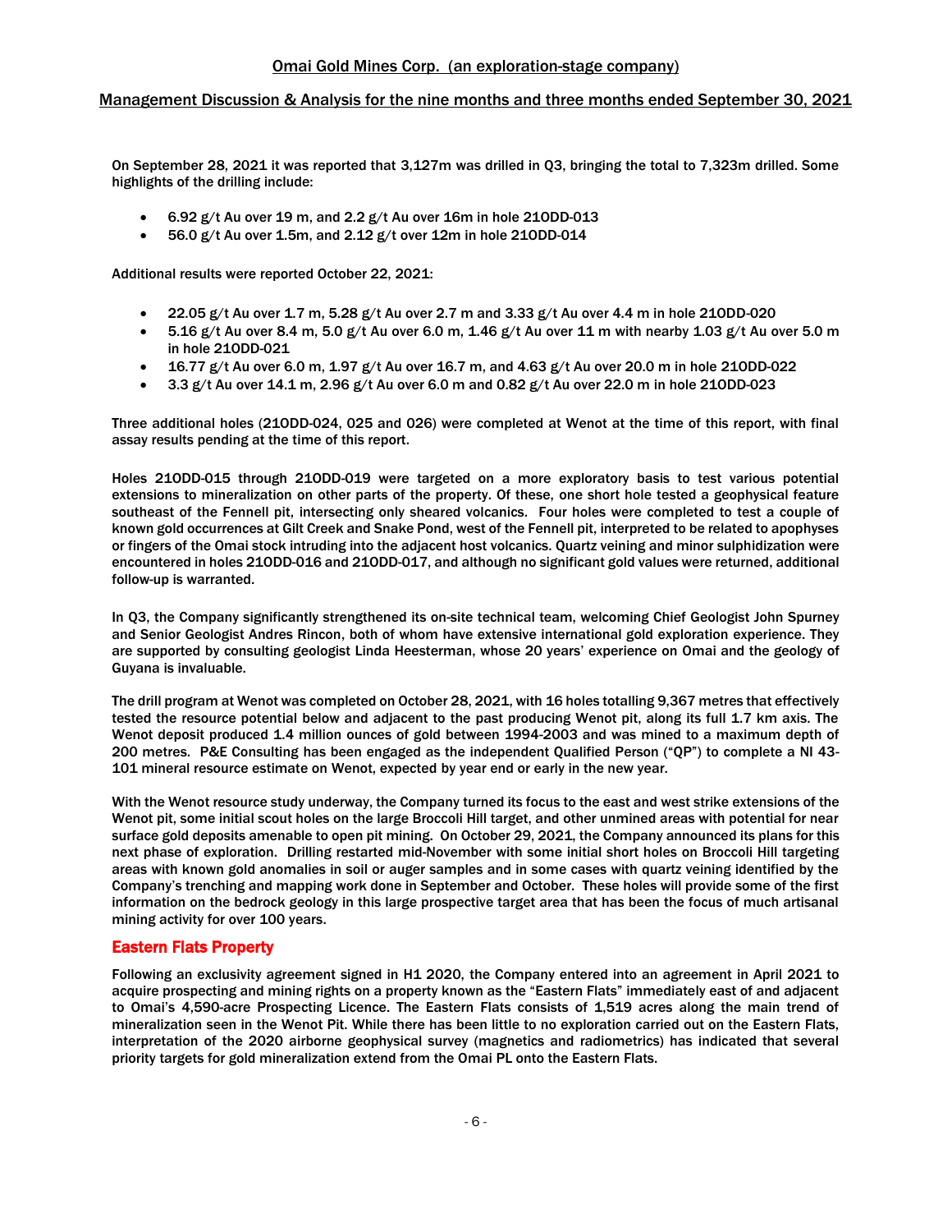On September 28, 2021 it was reported that 3,127m was drilled in Q3, bringing the total to 7,323m drilled. Some highlights of the drilling include:

- 6.92 g/t Au over 19 m, and 2.2 g/t Au over 16m in hole 21ODD-013
- 56.0 g/t Au over 1.5m, and 2.12 g/t over 12m in hole 21ODD-014

Additional results were reported October 22, 2021:

- 22.05 g/t Au over 1.7 m, 5.28 g/t Au over 2.7 m and 3.33 g/t Au over 4.4 m in hole 21ODD-020
- 5.16 g/t Au over 8.4 m, 5.0 g/t Au over 6.0 m, 1.46 g/t Au over 11 m with nearby 1.03 g/t Au over 5.0 m in hole 21ODD-021
- 16.77 g/t Au over 6.0 m, 1.97 g/t Au over 16.7 m, and 4.63 g/t Au over 20.0 m in hole 21ODD-022
- 3.3 g/t Au over 14.1 m, 2.96 g/t Au over 6.0 m and 0.82 g/t Au over 22.0 m in hole 21ODD-023

Three additional holes (21ODD-024, 025 and 026) were completed at Wenot at the time of this report, with final assay results pending at the time of this report.

Holes 21ODD-015 through 21ODD-019 were targeted on a more exploratory basis to test various potential extensions to mineralization on other parts of the property. Of these, one short hole tested a geophysical feature southeast of the Fennell pit, intersecting only sheared volcanics. Four holes were completed to test a couple of known gold occurrences at Gilt Creek and Snake Pond, west of the Fennell pit, interpreted to be related to apophyses or fingers of the Omai stock intruding into the adjacent host volcanics. Quartz veining and minor sulphidization were encountered in holes 21ODD-016 and 21ODD-017, and although no significant gold values were returned, additional follow-up is warranted.

In Q3, the Company significantly strengthened its on-site technical team, welcoming Chief Geologist John Spurney and Senior Geologist Andres Rincon, both of whom have extensive international gold exploration experience. They are supported by consulting geologist Linda Heesterman, whose 20 years' experience on Omai and the geology of Guyana is invaluable.

The drill program at Wenot was completed on October 28, 2021, with 16 holes totalling 9,367 metres that effectively tested the resource potential below and adjacent to the past producing Wenot pit, along its full 1.7 km axis. The Wenot deposit produced 1.4 million ounces of gold between 1994-2003 and was mined to a maximum depth of 200 metres. P&E Consulting has been engaged as the independent Qualified Person ("QP") to complete a NI 43-101 mineral resource estimate on Wenot, expected by year end or early in the new year.

With the Wenot resource study underway, the Company turned its focus to the east and west strike extensions of the Wenot pit, some initial scout holes on the large Broccoli Hill target, and other unmined areas with potential for near surface gold deposits amenable to open pit mining. On October 29, 2021, the Company announced its plans for this next phase of exploration. Drilling restarted mid-November with some initial short holes on Broccoli Hill targeting areas with known gold anomalies in soil or auger samples and in some cases with quartz veining identified by the Company's trenching and mapping work done in September and October. These holes will provide some of the first information on the bedrock geology in this large prospective target area that has been the focus of much artisanal mining activity for over 100 years.

## Eastern Flats Property

Following an exclusivity agreement signed in H1 2020, the Company entered into an agreement in April 2021 to acquire prospecting and mining rights on a property known as the "Eastern Flats" immediately east of and adjacent to Omai's 4,590-acre Prospecting Licence. The Eastern Flats consists of 1,519 acres along the main trend of mineralization seen in the Wenot Pit. While there has been little to no exploration carried out on the Eastern Flats, interpretation of the 2020 airborne geophysical survey (magnetics and radiometrics) has indicated that several priority targets for gold mineralization extend from the Omai PL onto the Eastern Flats.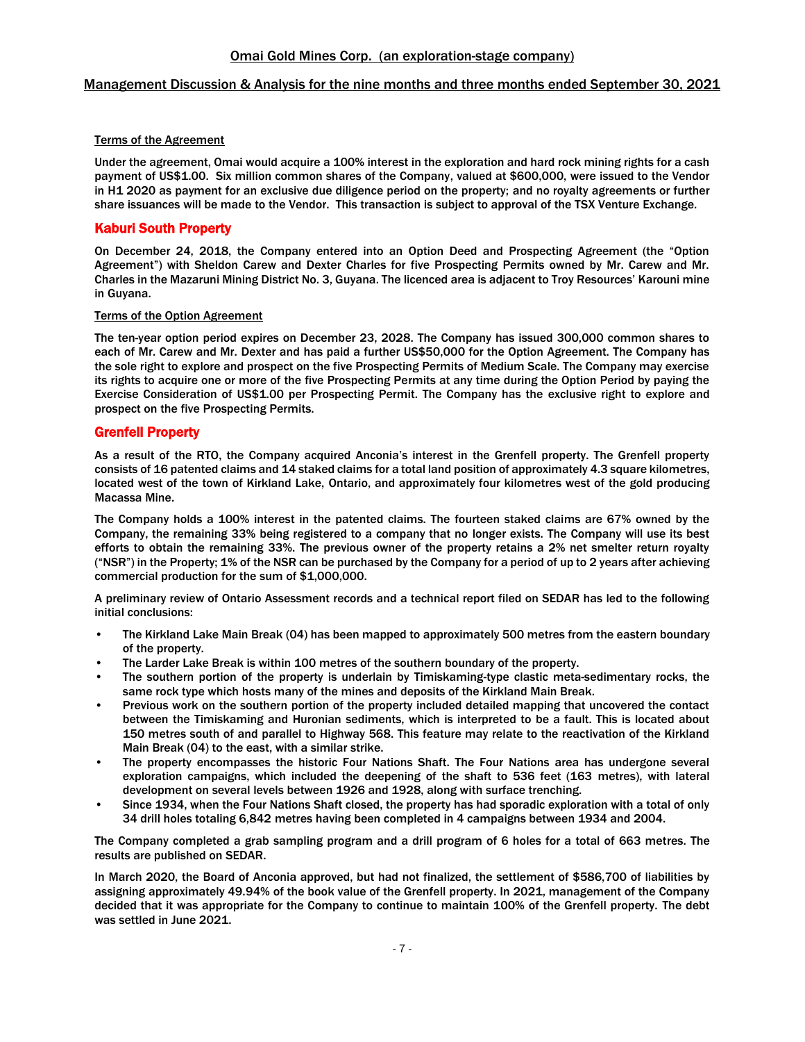#### Terms of the Agreement

Under the agreement, Omai would acquire a 100% interest in the exploration and hard rock mining rights for a cash payment of US$1.00. Six million common shares of the Company, valued at $600,000, were issued to the Vendor in H1 2020 as payment for an exclusive due diligence period on the property; and no royalty agreements or further share issuances will be made to the Vendor. This transaction is subject to approval of the TSX Venture Exchange.

## Kaburi South Property

On December 24, 2018, the Company entered into an Option Deed and Prospecting Agreement (the "Option Agreement") with Sheldon Carew and Dexter Charles for five Prospecting Permits owned by Mr. Carew and Mr. Charles in the Mazaruni Mining District No. 3, Guyana. The licenced area is adjacent to Troy Resources' Karouni mine in Guyana.

#### Terms of the Option Agreement

The ten-year option period expires on December 23, 2028. The Company has issued 300,000 common shares to each of Mr. Carew and Mr. Dexter and has paid a further US$50,000 for the Option Agreement. The Company has the sole right to explore and prospect on the five Prospecting Permits of Medium Scale. The Company may exercise its rights to acquire one or more of the five Prospecting Permits at any time during the Option Period by paying the Exercise Consideration of US$1.00 per Prospecting Permit. The Company has the exclusive right to explore and prospect on the five Prospecting Permits.

## Grenfell Property

As a result of the RTO, the Company acquired Anconia's interest in the Grenfell property. The Grenfell property consists of 16 patented claims and 14 staked claims for a total land position of approximately 4.3 square kilometres, located west of the town of Kirkland Lake, Ontario, and approximately four kilometres west of the gold producing Macassa Mine.

The Company holds a 100% interest in the patented claims. The fourteen staked claims are 67% owned by the Company, the remaining 33% being registered to a company that no longer exists. The Company will use its best efforts to obtain the remaining 33%. The previous owner of the property retains a 2% net smelter return royalty ("NSR") in the Property; 1% of the NSR can be purchased by the Company for a period of up to 2 years after achieving commercial production for the sum of $1,000,000.

A preliminary review of Ontario Assessment records and a technical report filed on SEDAR has led to the following initial conclusions:

- The Kirkland Lake Main Break (04) has been mapped to approximately 500 metres from the eastern boundary of the property.
- The Larder Lake Break is within 100 metres of the southern boundary of the property.
- The southern portion of the property is underlain by Timiskaming-type clastic meta-sedimentary rocks, the same rock type which hosts many of the mines and deposits of the Kirkland Main Break.
- Previous work on the southern portion of the property included detailed mapping that uncovered the contact between the Timiskaming and Huronian sediments, which is interpreted to be a fault. This is located about 150 metres south of and parallel to Highway 568. This feature may relate to the reactivation of the Kirkland Main Break (04) to the east, with a similar strike.
- The property encompasses the historic Four Nations Shaft. The Four Nations area has undergone several exploration campaigns, which included the deepening of the shaft to 536 feet (163 metres), with lateral development on several levels between 1926 and 1928, along with surface trenching.
- Since 1934, when the Four Nations Shaft closed, the property has had sporadic exploration with a total of only 34 drill holes totaling 6,842 metres having been completed in 4 campaigns between 1934 and 2004.

The Company completed a grab sampling program and a drill program of 6 holes for a total of 663 metres. The results are published on SEDAR.

In March 2020, the Board of Anconia approved, but had not finalized, the settlement of $586,700 of liabilities by assigning approximately 49.94% of the book value of the Grenfell property. In 2021, management of the Company decided that it was appropriate for the Company to continue to maintain 100% of the Grenfell property. The debt was settled in June 2021.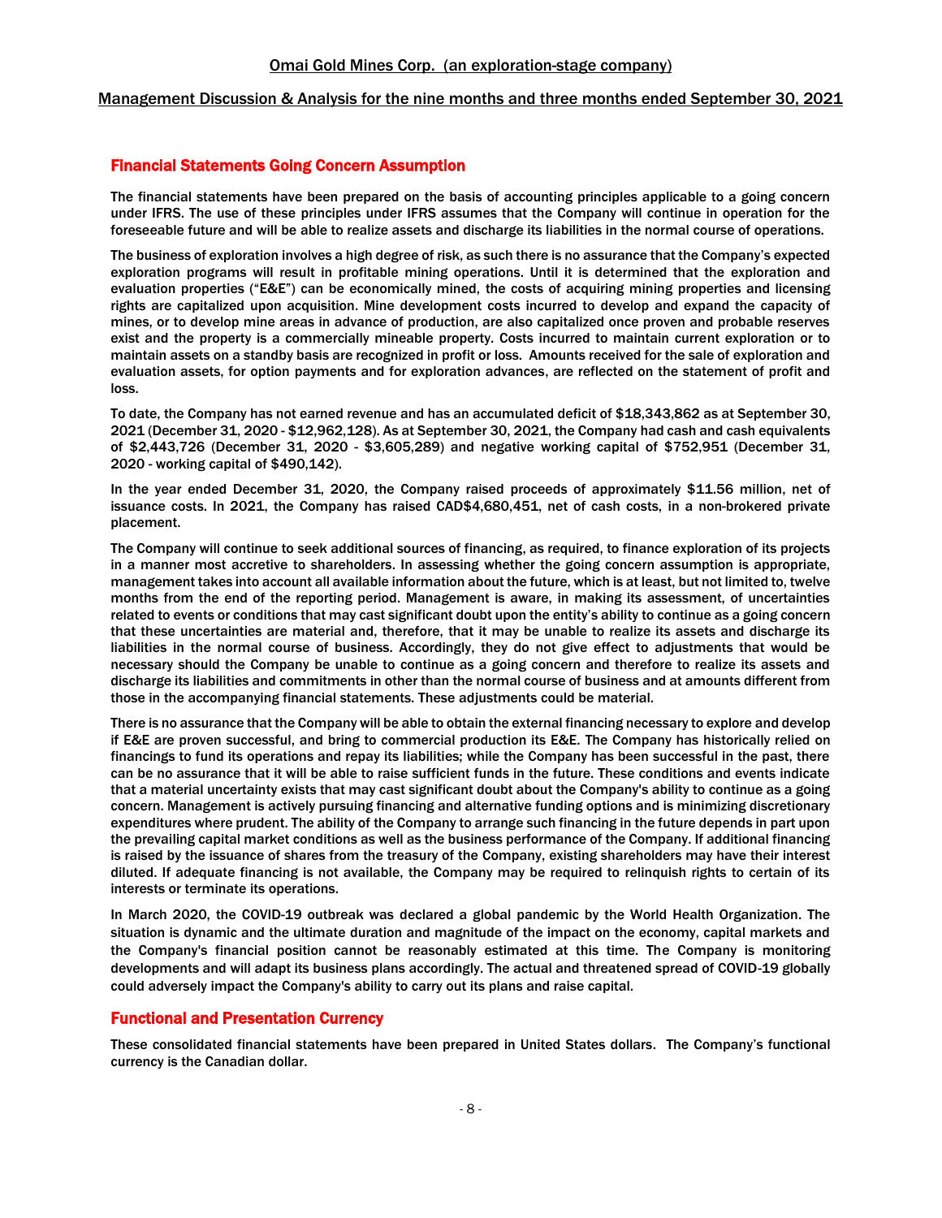## Financial Statements Going Concern Assumption

The financial statements have been prepared on the basis of accounting principles applicable to a going concern under IFRS. The use of these principles under IFRS assumes that the Company will continue in operation for the foreseeable future and will be able to realize assets and discharge its liabilities in the normal course of operations.

The business of exploration involves a high degree of risk, as such there is no assurance that the Company's expected exploration programs will result in profitable mining operations. Until it is determined that the exploration and evaluation properties ("E&E") can be economically mined, the costs of acquiring mining properties and licensing rights are capitalized upon acquisition. Mine development costs incurred to develop and expand the capacity of mines, or to develop mine areas in advance of production, are also capitalized once proven and probable reserves exist and the property is a commercially mineable property. Costs incurred to maintain current exploration or to maintain assets on a standby basis are recognized in profit or loss. Amounts received for the sale of exploration and evaluation assets, for option payments and for exploration advances, are reflected on the statement of profit and loss.

To date, the Company has not earned revenue and has an accumulated deficit of $18,343,862 as at September 30, 2021 (December 31, 2020 - $12,962,128). As at September 30, 2021, the Company had cash and cash equivalents of $2,443,726 (December 31, 2020 - $3,605,289) and negative working capital of $752,951 (December 31, 2020 - working capital of $490,142).

In the year ended December 31, 2020, the Company raised proceeds of approximately $11.56 million, net of issuance costs. In 2021, the Company has raised CAD$4,680,451, net of cash costs, in a non-brokered private placement.

The Company will continue to seek additional sources of financing, as required, to finance exploration of its projects in a manner most accretive to shareholders. In assessing whether the going concern assumption is appropriate, management takes into account all available information about the future, which is at least, but not limited to, twelve months from the end of the reporting period. Management is aware, in making its assessment, of uncertainties related to events or conditions that may cast significant doubt upon the entity's ability to continue as a going concern that these uncertainties are material and, therefore, that it may be unable to realize its assets and discharge its liabilities in the normal course of business. Accordingly, they do not give effect to adjustments that would be necessary should the Company be unable to continue as a going concern and therefore to realize its assets and discharge its liabilities and commitments in other than the normal course of business and at amounts different from those in the accompanying financial statements. These adjustments could be material.

There is no assurance that the Company will be able to obtain the external financing necessary to explore and develop if E&E are proven successful, and bring to commercial production its E&E. The Company has historically relied on financings to fund its operations and repay its liabilities; while the Company has been successful in the past, there can be no assurance that it will be able to raise sufficient funds in the future. These conditions and events indicate that a material uncertainty exists that may cast significant doubt about the Company's ability to continue as a going concern. Management is actively pursuing financing and alternative funding options and is minimizing discretionary expenditures where prudent. The ability of the Company to arrange such financing in the future depends in part upon the prevailing capital market conditions as well as the business performance of the Company. If additional financing is raised by the issuance of shares from the treasury of the Company, existing shareholders may have their interest diluted. If adequate financing is not available, the Company may be required to relinquish rights to certain of its interests or terminate its operations.

In March 2020, the COVID-19 outbreak was declared a global pandemic by the World Health Organization. The situation is dynamic and the ultimate duration and magnitude of the impact on the economy, capital markets and the Company's financial position cannot be reasonably estimated at this time. The Company is monitoring developments and will adapt its business plans accordingly. The actual and threatened spread of COVID-19 globally could adversely impact the Company's ability to carry out its plans and raise capital.

## Functional and Presentation Currency

These consolidated financial statements have been prepared in United States dollars. The Company's functional currency is the Canadian dollar.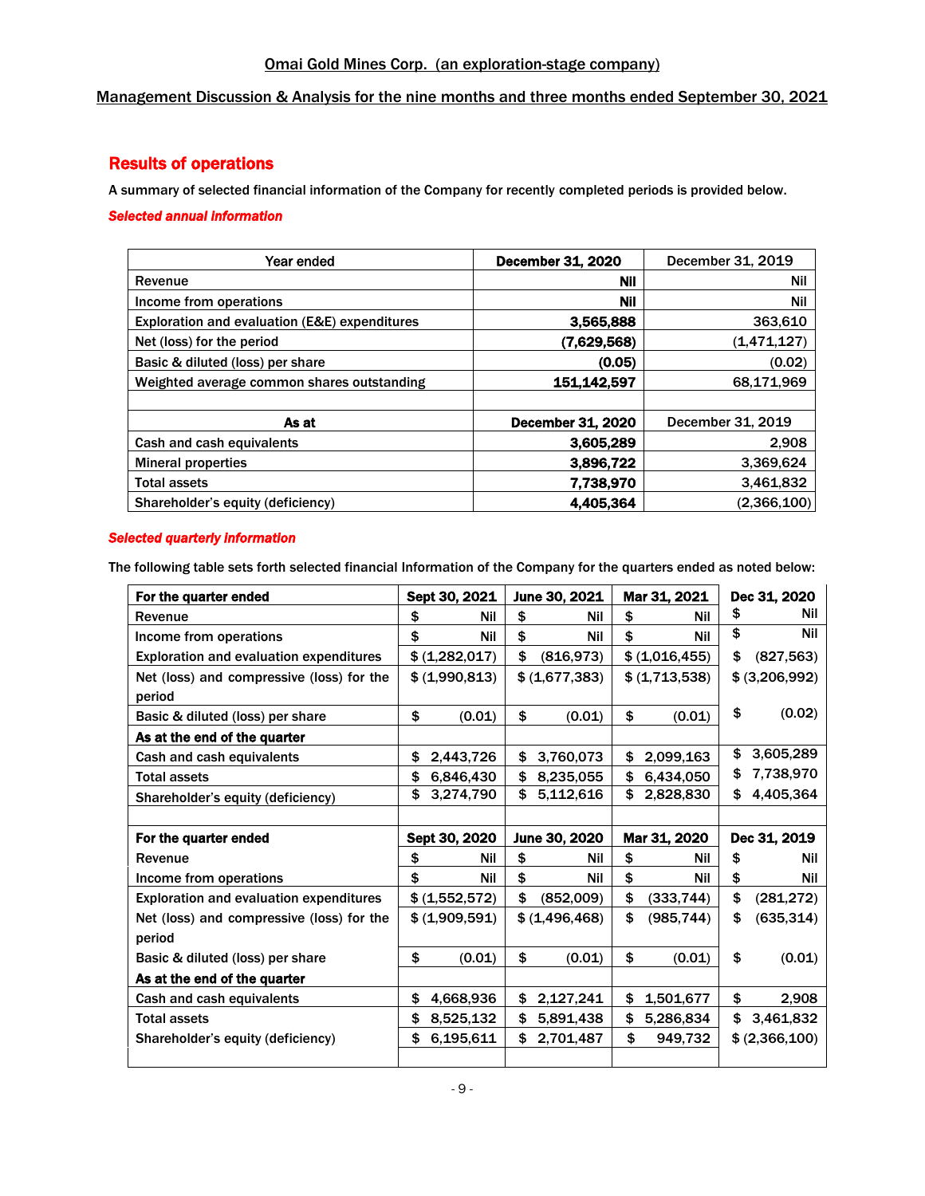Omai Gold Mines Corp. (an exploration-stage company)

Management Discussion & Analysis for the nine months and three months ended September 30, 2021

## Results of operations

A summary of selected financial information of the Company for recently completed periods is provided below.

### *Selected annual information*

| Year ended | December 31, 2020 | December 31, 2019 |
|---|---|---|
| Revenue | **Nil** | Nil |
| Income from operations | **Nil** | Nil |
| Exploration and evaluation (E&E) expenditures | **3,565,888** | 363,610 |
| Net (loss) for the period | **(7,629,568)** | (1,471,127) |
| Basic & diluted (loss) per share | **(0.05)** | (0.02) |
| Weighted average common shares outstanding | **151,142,597** | 68,171,969 |
| | | |
| **As at** | **December 31, 2020** | December 31, 2019 |
| Cash and cash equivalents | **3,605,289** | 2,908 |
| Mineral properties | **3,896,722** | 3,369,624 |
| Total assets | **7,738,970** | 3,461,832 |
| Shareholder's equity (deficiency) | **4,405,364** | (2,366,100) |

### *Selected quarterly information*

The following table sets forth selected financial Information of the Company for the quarters ended as noted below:

| **For the quarter ended** | **Sept 30, 2021** | **June 30, 2021** | **Mar 31, 2021** | **Dec 31, 2020** |
|---|---|---|---|---|
| Revenue | $ Nil | $ Nil | $ Nil | $ Nil |
| Income from operations | $ Nil | $ Nil | $ Nil | $ Nil |
| Exploration and evaluation expenditures | $ (1,282,017) | $ (816,973) | $ (1,016,455) | $ (827,563) |
| Net (loss) and compressive (loss) for the period | $ (1,990,813) | $ (1,677,383) | $ (1,713,538) | $ (3,206,992) |
| Basic & diluted (loss) per share | $ (0.01) | $ (0.01) | $ (0.01) | $ (0.02) |
| **As at the end of the quarter** | | | | |
| Cash and cash equivalents | $ 2,443,726 | $ 3,760,073 | $ 2,099,163 | $ 3,605,289 |
| Total assets | $ 6,846,430 | $ 8,235,055 | $ 6,434,050 | $ 7,738,970 |
| Shareholder's equity (deficiency) | $ 3,274,790 | $ 5,112,616 | $ 2,828,830 | $ 4,405,364 |
| | | | | |
| **For the quarter ended** | **Sept 30, 2020** | **June 30, 2020** | **Mar 31, 2020** | **Dec 31, 2019** |
| Revenue | $ Nil | $ Nil | $ Nil | $ Nil |
| Income from operations | $ Nil | $ Nil | $ Nil | $ Nil |
| Exploration and evaluation expenditures | $ (1,552,572) | $ (852,009) | $ (333,744) | $ (281,272) |
| Net (loss) and compressive (loss) for the period | $ (1,909,591) | $ (1,496,468) | $ (985,744) | $ (635,314) |
| Basic & diluted (loss) per share | $ (0.01) | $ (0.01) | $ (0.01) | $ (0.01) |
| **As at the end of the quarter** | | | | |
| Cash and cash equivalents | $ 4,668,936 | $ 2,127,241 | $ 1,501,677 | $ 2,908 |
| Total assets | $ 8,525,132 | $ 5,891,438 | $ 5,286,834 | $ 3,461,832 |
| Shareholder's equity (deficiency) | $ 6,195,611 | $ 2,701,487 | $ 949,732 | $ (2,366,100) |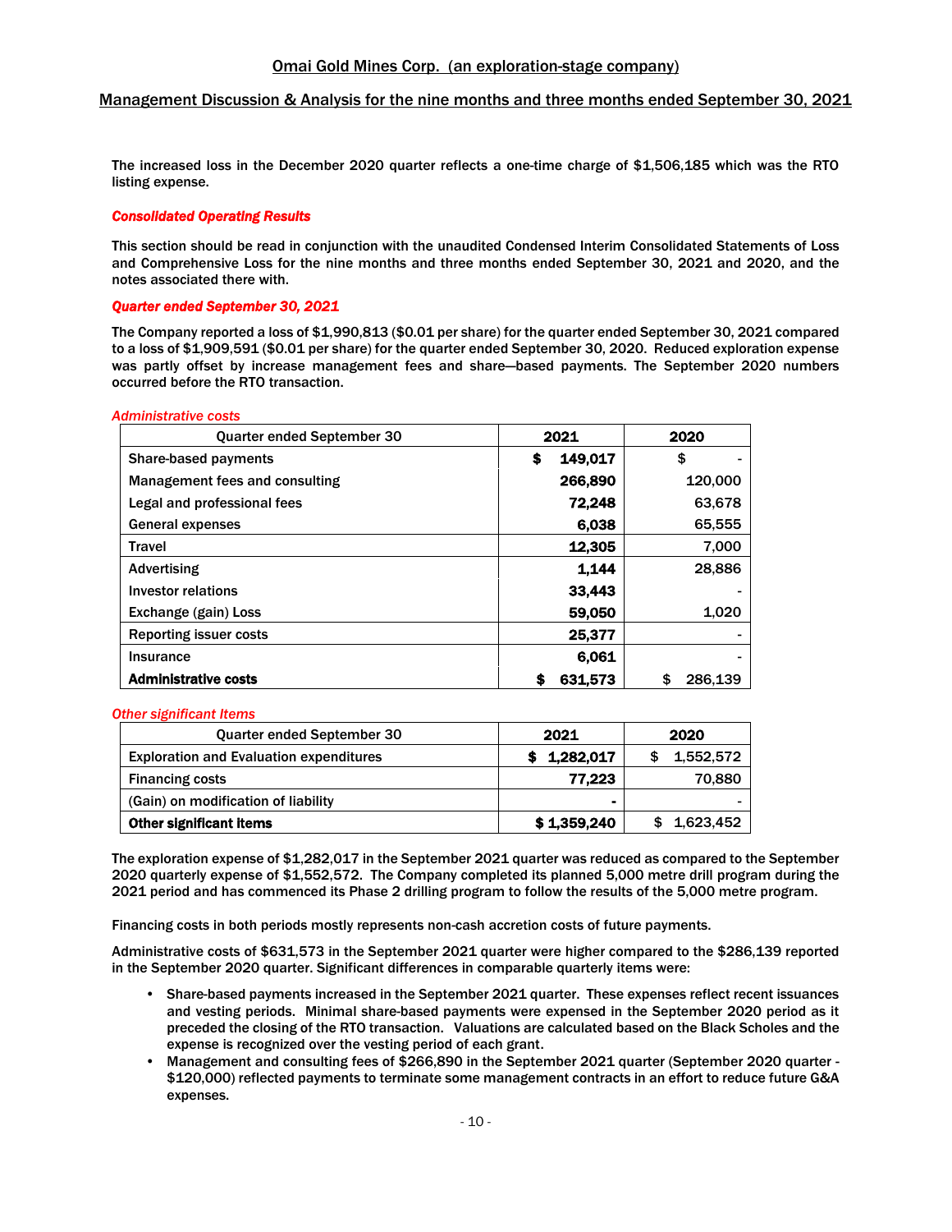The increased loss in the December 2020 quarter reflects a one-time charge of $1,506,185 which was the RTO listing expense.

***Consolidated Operating Results***

This section should be read in conjunction with the unaudited Condensed Interim Consolidated Statements of Loss and Comprehensive Loss for the nine months and three months ended September 30, 2021 and 2020, and the notes associated there with.

***Quarter ended September 30, 2021***

The Company reported a loss of $1,990,813 ($0.01 per share) for the quarter ended September 30, 2021 compared to a loss of $1,909,591 ($0.01 per share) for the quarter ended September 30, 2020. Reduced exploration expense was partly offset by increase management fees and share—based payments. The September 2020 numbers occurred before the RTO transaction.

*Administrative costs*

| Quarter ended September 30 | 2021 | 2020 |
|---|---|---|
| Share-based payments | **$ 149,017** | $ - |
| Management fees and consulting | **266,890** | 120,000 |
| Legal and professional fees | **72,248** | 63,678 |
| General expenses | **6,038** | 65,555 |
| Travel | **12,305** | 7,000 |
| Advertising | **1,144** | 28,886 |
| Investor relations | **33,443** | - |
| Exchange (gain) Loss | **59,050** | 1,020 |
| Reporting issuer costs | **25,377** | - |
| Insurance | **6,061** | - |
| **Administrative costs** | **$ 631,573** | $ 286,139 |

*Other significant Items*

| Quarter ended September 30 | 2021 | 2020 |
|---|---|---|
| Exploration and Evaluation expenditures | **$ 1,282,017** | $ 1,552,572 |
| Financing costs | **77,223** | 70,880 |
| (Gain) on modification of liability | **-** | - |
| **Other significant items** | **$ 1,359,240** | $ 1,623,452 |

The exploration expense of $1,282,017 in the September 2021 quarter was reduced as compared to the September 2020 quarterly expense of $1,552,572. The Company completed its planned 5,000 metre drill program during the 2021 period and has commenced its Phase 2 drilling program to follow the results of the 5,000 metre program.

Financing costs in both periods mostly represents non-cash accretion costs of future payments.

Administrative costs of $631,573 in the September 2021 quarter were higher compared to the $286,139 reported in the September 2020 quarter. Significant differences in comparable quarterly items were:

- Share-based payments increased in the September 2021 quarter. These expenses reflect recent issuances and vesting periods. Minimal share-based payments were expensed in the September 2020 period as it preceded the closing of the RTO transaction. Valuations are calculated based on the Black Scholes and the expense is recognized over the vesting period of each grant.
- Management and consulting fees of $266,890 in the September 2021 quarter (September 2020 quarter - $120,000) reflected payments to terminate some management contracts in an effort to reduce future G&A expenses.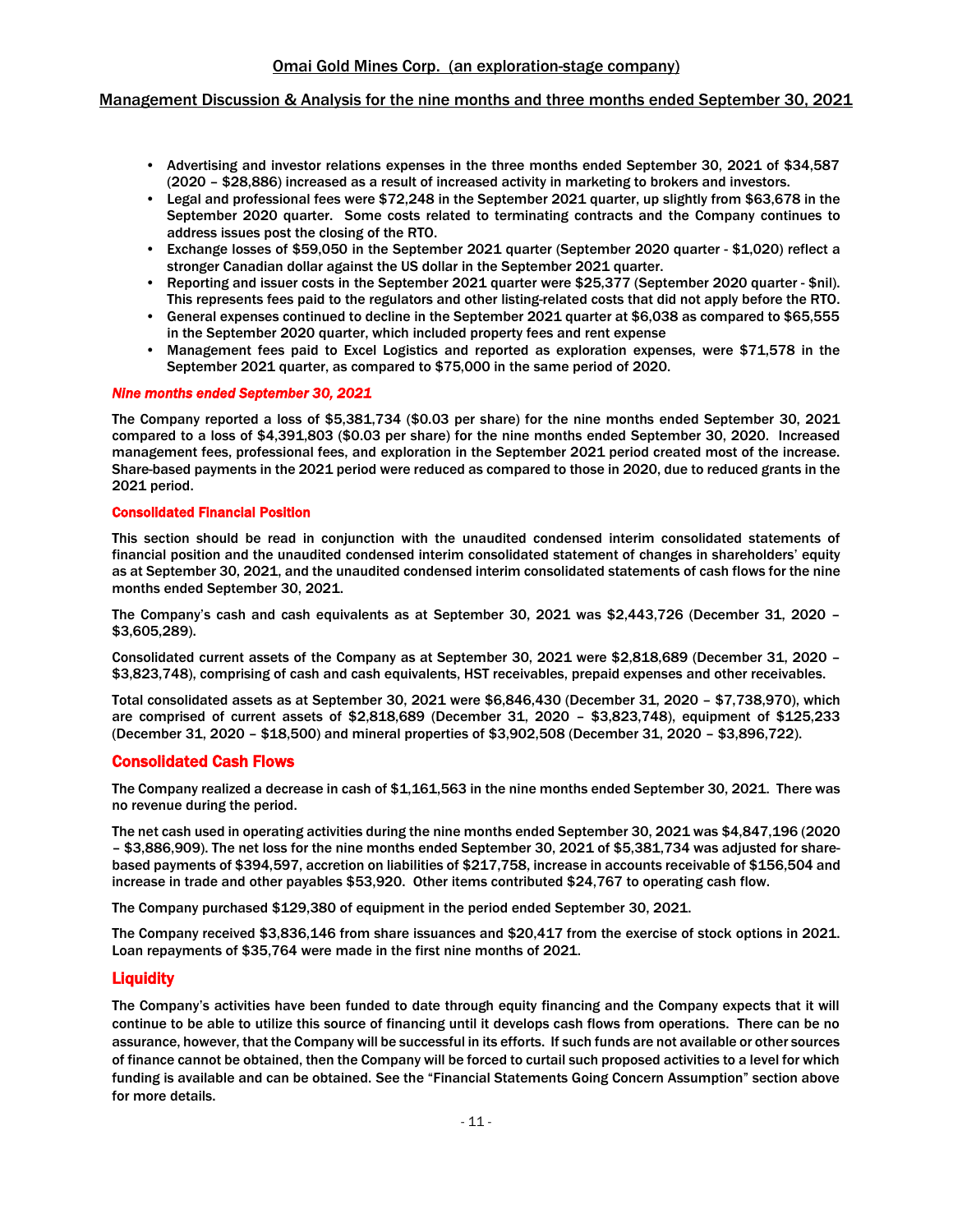- Advertising and investor relations expenses in the three months ended September 30, 2021 of $34,587 (2020 – $28,886) increased as a result of increased activity in marketing to brokers and investors.
- Legal and professional fees were $72,248 in the September 2021 quarter, up slightly from $63,678 in the September 2020 quarter. Some costs related to terminating contracts and the Company continues to address issues post the closing of the RTO.
- Exchange losses of $59,050 in the September 2021 quarter (September 2020 quarter - $1,020) reflect a stronger Canadian dollar against the US dollar in the September 2021 quarter.
- Reporting and issuer costs in the September 2021 quarter were $25,377 (September 2020 quarter - $nil). This represents fees paid to the regulators and other listing-related costs that did not apply before the RTO.
- General expenses continued to decline in the September 2021 quarter at $6,038 as compared to $65,555 in the September 2020 quarter, which included property fees and rent expense
- Management fees paid to Excel Logistics and reported as exploration expenses, were $71,578 in the September 2021 quarter, as compared to $75,000 in the same period of 2020.

*Nine months ended September 30, 2021*

The Company reported a loss of $5,381,734 ($0.03 per share) for the nine months ended September 30, 2021 compared to a loss of $4,391,803 ($0.03 per share) for the nine months ended September 30, 2020. Increased management fees, professional fees, and exploration in the September 2021 period created most of the increase. Share-based payments in the 2021 period were reduced as compared to those in 2020, due to reduced grants in the 2021 period.

### Consolidated Financial Position

This section should be read in conjunction with the unaudited condensed interim consolidated statements of financial position and the unaudited condensed interim consolidated statement of changes in shareholders' equity as at September 30, 2021, and the unaudited condensed interim consolidated statements of cash flows for the nine months ended September 30, 2021.

The Company's cash and cash equivalents as at September 30, 2021 was $2,443,726 (December 31, 2020 – $3,605,289).

Consolidated current assets of the Company as at September 30, 2021 were $2,818,689 (December 31, 2020 – $3,823,748), comprising of cash and cash equivalents, HST receivables, prepaid expenses and other receivables.

Total consolidated assets as at September 30, 2021 were $6,846,430 (December 31, 2020 – $7,738,970), which are comprised of current assets of $2,818,689 (December 31, 2020 – $3,823,748), equipment of $125,233 (December 31, 2020 – $18,500) and mineral properties of $3,902,508 (December 31, 2020 – $3,896,722).

## Consolidated Cash Flows

The Company realized a decrease in cash of $1,161,563 in the nine months ended September 30, 2021. There was no revenue during the period.

The net cash used in operating activities during the nine months ended September 30, 2021 was $4,847,196 (2020 – $3,886,909). The net loss for the nine months ended September 30, 2021 of $5,381,734 was adjusted for share-based payments of $394,597, accretion on liabilities of $217,758, increase in accounts receivable of $156,504 and increase in trade and other payables $53,920. Other items contributed $24,767 to operating cash flow.

The Company purchased $129,380 of equipment in the period ended September 30, 2021.

The Company received $3,836,146 from share issuances and $20,417 from the exercise of stock options in 2021. Loan repayments of $35,764 were made in the first nine months of 2021.

## Liquidity

The Company's activities have been funded to date through equity financing and the Company expects that it will continue to be able to utilize this source of financing until it develops cash flows from operations. There can be no assurance, however, that the Company will be successful in its efforts. If such funds are not available or other sources of finance cannot be obtained, then the Company will be forced to curtail such proposed activities to a level for which funding is available and can be obtained. See the "Financial Statements Going Concern Assumption" section above for more details.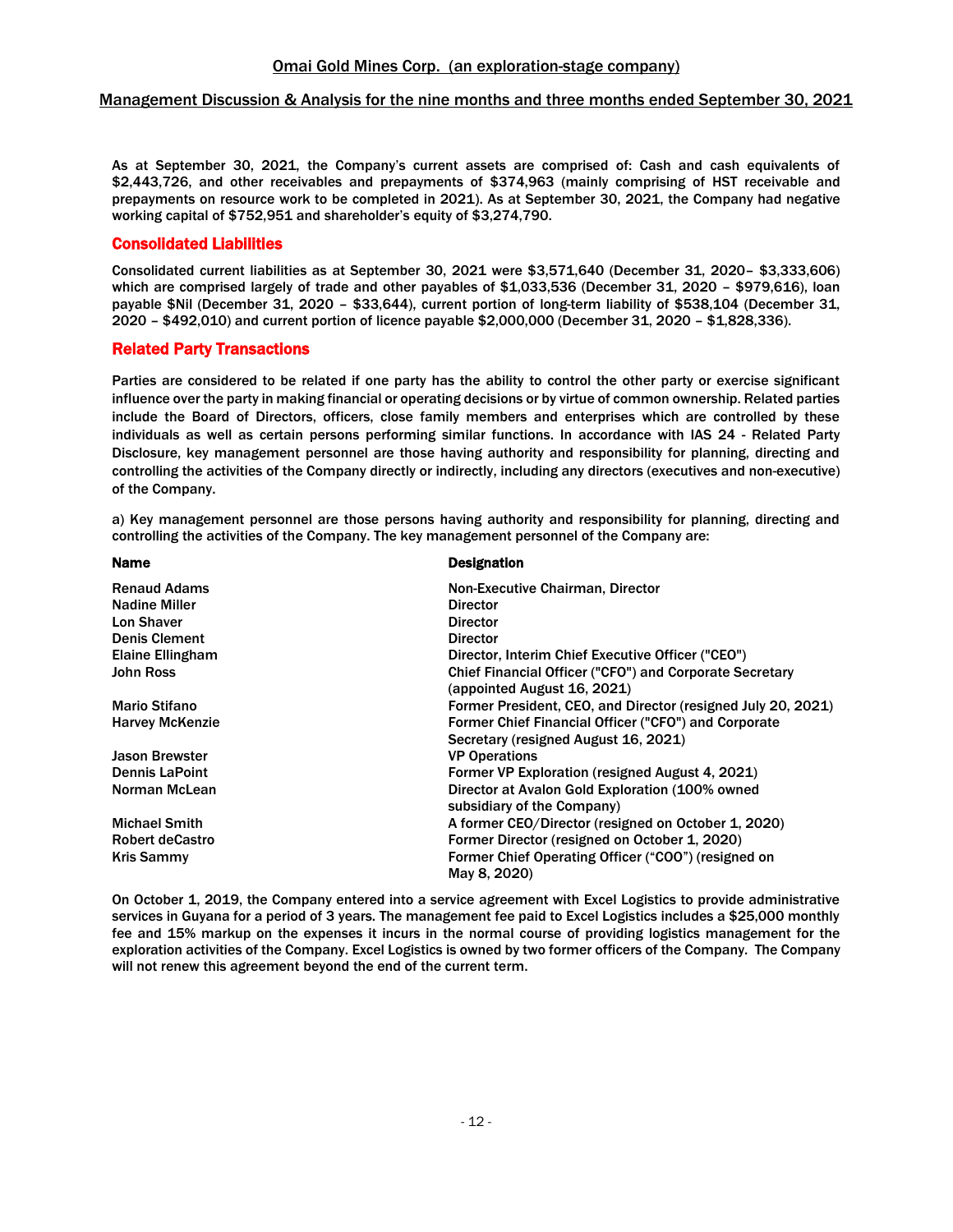As at September 30, 2021, the Company's current assets are comprised of: Cash and cash equivalents of $2,443,726, and other receivables and prepayments of $374,963 (mainly comprising of HST receivable and prepayments on resource work to be completed in 2021). As at September 30, 2021, the Company had negative working capital of $752,951 and shareholder's equity of $3,274,790.

## Consolidated Liabilities

Consolidated current liabilities as at September 30, 2021 were $3,571,640 (December 31, 2020– $3,333,606) which are comprised largely of trade and other payables of $1,033,536 (December 31, 2020 – $979,616), loan payable $Nil (December 31, 2020 – $33,644), current portion of long-term liability of $538,104 (December 31, 2020 – $492,010) and current portion of licence payable $2,000,000 (December 31, 2020 – $1,828,336).

## Related Party Transactions

Parties are considered to be related if one party has the ability to control the other party or exercise significant influence over the party in making financial or operating decisions or by virtue of common ownership. Related parties include the Board of Directors, officers, close family members and enterprises which are controlled by these individuals as well as certain persons performing similar functions. In accordance with IAS 24 - Related Party Disclosure, key management personnel are those having authority and responsibility for planning, directing and controlling the activities of the Company directly or indirectly, including any directors (executives and non-executive) of the Company.

a) Key management personnel are those persons having authority and responsibility for planning, directing and controlling the activities of the Company. The key management personnel of the Company are:

| Name | Designation |
|---|---|
| Renaud Adams | Non-Executive Chairman, Director |
| Nadine Miller | Director |
| Lon Shaver | Director |
| Denis Clement | Director |
| Elaine Ellingham | Director, Interim Chief Executive Officer ("CEO") |
| John Ross | Chief Financial Officer ("CFO") and Corporate Secretary (appointed August 16, 2021) |
| Mario Stifano | Former President, CEO, and Director (resigned July 20, 2021) |
| Harvey McKenzie | Former Chief Financial Officer ("CFO") and Corporate Secretary (resigned August 16, 2021) |
| Jason Brewster | VP Operations |
| Dennis LaPoint | Former VP Exploration (resigned August 4, 2021) |
| Norman McLean | Director at Avalon Gold Exploration (100% owned subsidiary of the Company) |
| Michael Smith | A former CEO/Director (resigned on October 1, 2020) |
| Robert deCastro | Former Director (resigned on October 1, 2020) |
| Kris Sammy | Former Chief Operating Officer ("COO") (resigned on May 8, 2020) |

On October 1, 2019, the Company entered into a service agreement with Excel Logistics to provide administrative services in Guyana for a period of 3 years. The management fee paid to Excel Logistics includes a $25,000 monthly fee and 15% markup on the expenses it incurs in the normal course of providing logistics management for the exploration activities of the Company. Excel Logistics is owned by two former officers of the Company. The Company will not renew this agreement beyond the end of the current term.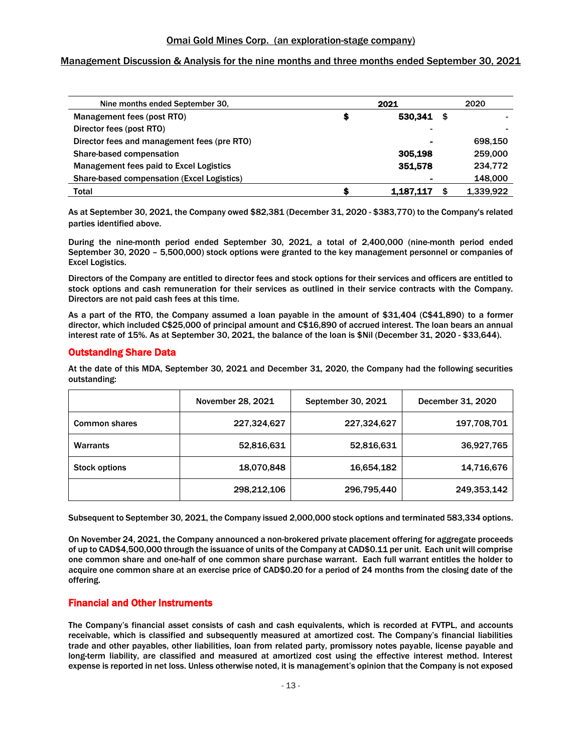| Nine months ended September 30, | 2021 | 2020 |
|---|---|---|
| Management fees (post RTO) | $ **530,341** | $ - |
| Director fees (post RTO) | - | - |
| Director fees and management fees (pre RTO) | - | 698,150 |
| Share-based compensation | **305,198** | 259,000 |
| Management fees paid to Excel Logistics | **351,578** | 234,772 |
| Share-based compensation (Excel Logistics) | - | 148,000 |
| Total | $ **1,187,117** | $ 1,339,922 |

As at September 30, 2021, the Company owed $82,381 (December 31, 2020 - $383,770) to the Company's related parties identified above.

During the nine-month period ended September 30, 2021, a total of 2,400,000 (nine-month period ended September 30, 2020 – 5,500,000) stock options were granted to the key management personnel or companies of Excel Logistics.

Directors of the Company are entitled to director fees and stock options for their services and officers are entitled to stock options and cash remuneration for their services as outlined in their service contracts with the Company. Directors are not paid cash fees at this time.

As a part of the RTO, the Company assumed a loan payable in the amount of $31,404 (C$41,890) to a former director, which included C$25,000 of principal amount and C$16,890 of accrued interest. The loan bears an annual interest rate of 15%. As at September 30, 2021, the balance of the loan is $Nil (December 31, 2020 - $33,644).

## Outstanding Share Data

At the date of this MDA, September 30, 2021 and December 31, 2020, the Company had the following securities outstanding:

| | November 28, 2021 | September 30, 2021 | December 31, 2020 |
|---|---|---|---|
| Common shares | 227,324,627 | 227,324,627 | 197,708,701 |
| Warrants | 52,816,631 | 52,816,631 | 36,927,765 |
| Stock options | 18,070,848 | 16,654,182 | 14,716,676 |
| | 298,212,106 | 296,795,440 | 249,353,142 |

Subsequent to September 30, 2021, the Company issued 2,000,000 stock options and terminated 583,334 options.

On November 24, 2021, the Company announced a non-brokered private placement offering for aggregate proceeds of up to CAD$4,500,000 through the issuance of units of the Company at CAD$0.11 per unit. Each unit will comprise one common share and one-half of one common share purchase warrant. Each full warrant entitles the holder to acquire one common share at an exercise price of CAD$0.20 for a period of 24 months from the closing date of the offering.

## Financial and Other Instruments

The Company's financial asset consists of cash and cash equivalents, which is recorded at FVTPL, and accounts receivable, which is classified and subsequently measured at amortized cost. The Company's financial liabilities trade and other payables, other liabilities, loan from related party, promissory notes payable, license payable and long-term liability, are classified and measured at amortized cost using the effective interest method. Interest expense is reported in net loss. Unless otherwise noted, it is management's opinion that the Company is not exposed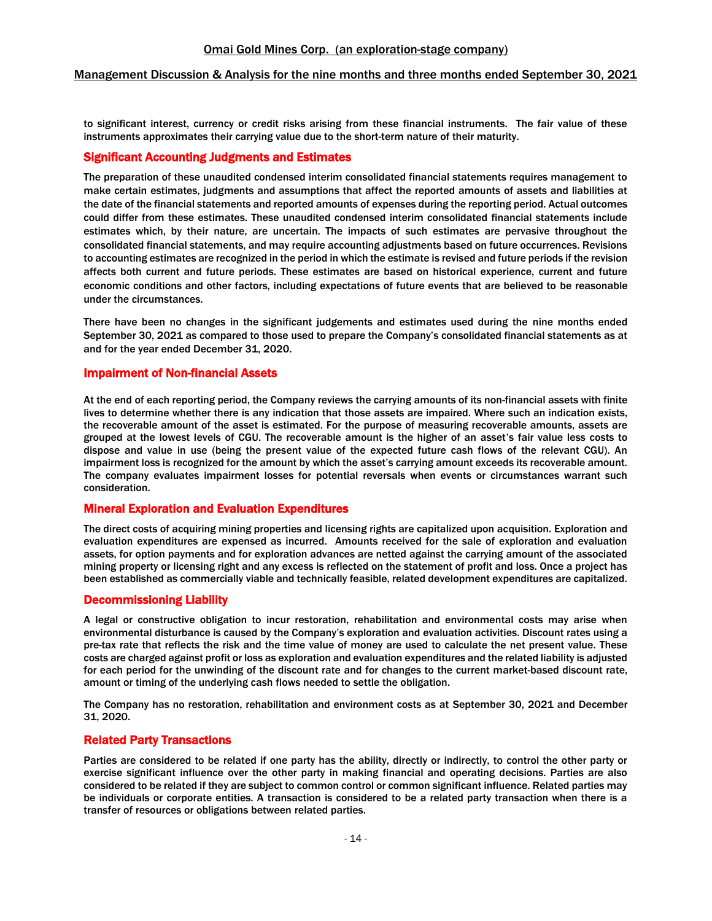to significant interest, currency or credit risks arising from these financial instruments. The fair value of these instruments approximates their carrying value due to the short-term nature of their maturity.

## Significant Accounting Judgments and Estimates

The preparation of these unaudited condensed interim consolidated financial statements requires management to make certain estimates, judgments and assumptions that affect the reported amounts of assets and liabilities at the date of the financial statements and reported amounts of expenses during the reporting period. Actual outcomes could differ from these estimates. These unaudited condensed interim consolidated financial statements include estimates which, by their nature, are uncertain. The impacts of such estimates are pervasive throughout the consolidated financial statements, and may require accounting adjustments based on future occurrences. Revisions to accounting estimates are recognized in the period in which the estimate is revised and future periods if the revision affects both current and future periods. These estimates are based on historical experience, current and future economic conditions and other factors, including expectations of future events that are believed to be reasonable under the circumstances.

There have been no changes in the significant judgements and estimates used during the nine months ended September 30, 2021 as compared to those used to prepare the Company's consolidated financial statements as at and for the year ended December 31, 2020.

## Impairment of Non-financial Assets

At the end of each reporting period, the Company reviews the carrying amounts of its non-financial assets with finite lives to determine whether there is any indication that those assets are impaired. Where such an indication exists, the recoverable amount of the asset is estimated. For the purpose of measuring recoverable amounts, assets are grouped at the lowest levels of CGU. The recoverable amount is the higher of an asset's fair value less costs to dispose and value in use (being the present value of the expected future cash flows of the relevant CGU). An impairment loss is recognized for the amount by which the asset's carrying amount exceeds its recoverable amount. The company evaluates impairment losses for potential reversals when events or circumstances warrant such consideration.

## Mineral Exploration and Evaluation Expenditures

The direct costs of acquiring mining properties and licensing rights are capitalized upon acquisition. Exploration and evaluation expenditures are expensed as incurred. Amounts received for the sale of exploration and evaluation assets, for option payments and for exploration advances are netted against the carrying amount of the associated mining property or licensing right and any excess is reflected on the statement of profit and loss. Once a project has been established as commercially viable and technically feasible, related development expenditures are capitalized.

## Decommissioning Liability

A legal or constructive obligation to incur restoration, rehabilitation and environmental costs may arise when environmental disturbance is caused by the Company's exploration and evaluation activities. Discount rates using a pre-tax rate that reflects the risk and the time value of money are used to calculate the net present value. These costs are charged against profit or loss as exploration and evaluation expenditures and the related liability is adjusted for each period for the unwinding of the discount rate and for changes to the current market-based discount rate, amount or timing of the underlying cash flows needed to settle the obligation.

The Company has no restoration, rehabilitation and environment costs as at September 30, 2021 and December 31, 2020.

## Related Party Transactions

Parties are considered to be related if one party has the ability, directly or indirectly, to control the other party or exercise significant influence over the other party in making financial and operating decisions. Parties are also considered to be related if they are subject to common control or common significant influence. Related parties may be individuals or corporate entities. A transaction is considered to be a related party transaction when there is a transfer of resources or obligations between related parties.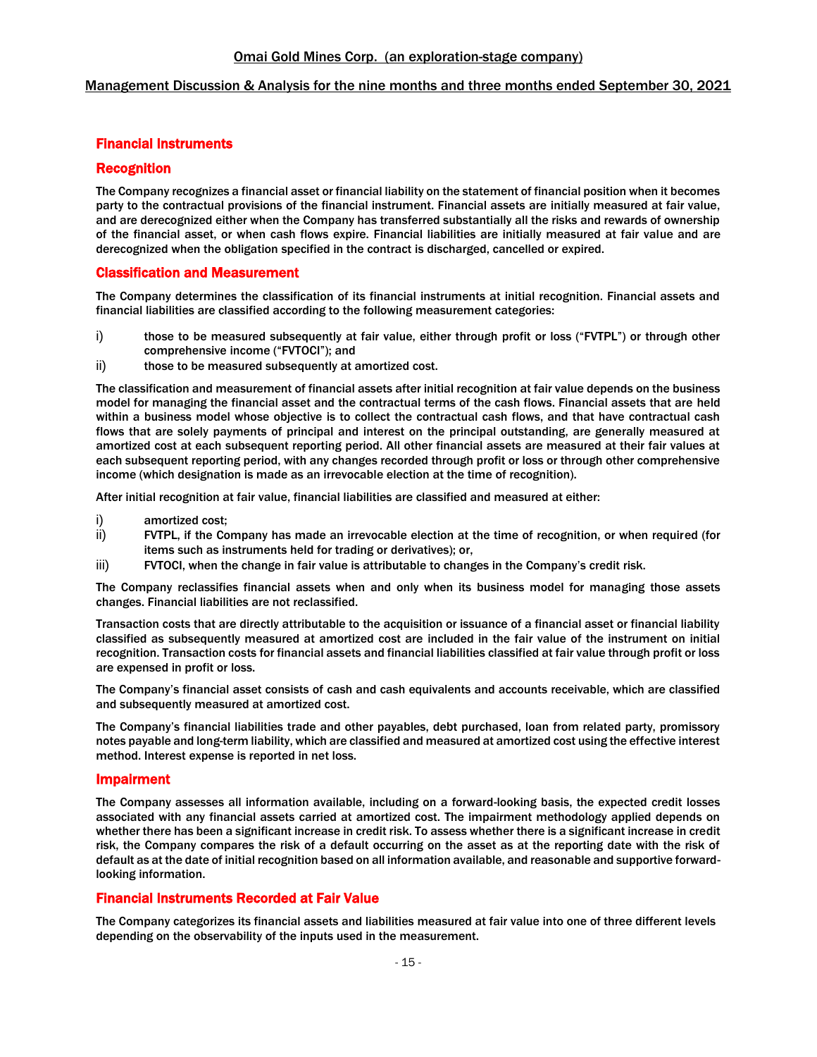## Financial Instruments

### Recognition

The Company recognizes a financial asset or financial liability on the statement of financial position when it becomes party to the contractual provisions of the financial instrument. Financial assets are initially measured at fair value, and are derecognized either when the Company has transferred substantially all the risks and rewards of ownership of the financial asset, or when cash flows expire. Financial liabilities are initially measured at fair value and are derecognized when the obligation specified in the contract is discharged, cancelled or expired.

### Classification and Measurement

The Company determines the classification of its financial instruments at initial recognition. Financial assets and financial liabilities are classified according to the following measurement categories:

i) those to be measured subsequently at fair value, either through profit or loss ("FVTPL") or through other comprehensive income ("FVTOCI"); and
ii) those to be measured subsequently at amortized cost.

The classification and measurement of financial assets after initial recognition at fair value depends on the business model for managing the financial asset and the contractual terms of the cash flows. Financial assets that are held within a business model whose objective is to collect the contractual cash flows, and that have contractual cash flows that are solely payments of principal and interest on the principal outstanding, are generally measured at amortized cost at each subsequent reporting period. All other financial assets are measured at their fair values at each subsequent reporting period, with any changes recorded through profit or loss or through other comprehensive income (which designation is made as an irrevocable election at the time of recognition).

After initial recognition at fair value, financial liabilities are classified and measured at either:

i) amortized cost;
ii) FVTPL, if the Company has made an irrevocable election at the time of recognition, or when required (for items such as instruments held for trading or derivatives); or,
iii) FVTOCI, when the change in fair value is attributable to changes in the Company's credit risk.

The Company reclassifies financial assets when and only when its business model for managing those assets changes. Financial liabilities are not reclassified.

Transaction costs that are directly attributable to the acquisition or issuance of a financial asset or financial liability classified as subsequently measured at amortized cost are included in the fair value of the instrument on initial recognition. Transaction costs for financial assets and financial liabilities classified at fair value through profit or loss are expensed in profit or loss.

The Company's financial asset consists of cash and cash equivalents and accounts receivable, which are classified and subsequently measured at amortized cost.

The Company's financial liabilities trade and other payables, debt purchased, loan from related party, promissory notes payable and long-term liability, which are classified and measured at amortized cost using the effective interest method. Interest expense is reported in net loss.

### Impairment

The Company assesses all information available, including on a forward-looking basis, the expected credit losses associated with any financial assets carried at amortized cost. The impairment methodology applied depends on whether there has been a significant increase in credit risk. To assess whether there is a significant increase in credit risk, the Company compares the risk of a default occurring on the asset as at the reporting date with the risk of default as at the date of initial recognition based on all information available, and reasonable and supportive forward-looking information.

### Financial Instruments Recorded at Fair Value

The Company categorizes its financial assets and liabilities measured at fair value into one of three different levels depending on the observability of the inputs used in the measurement.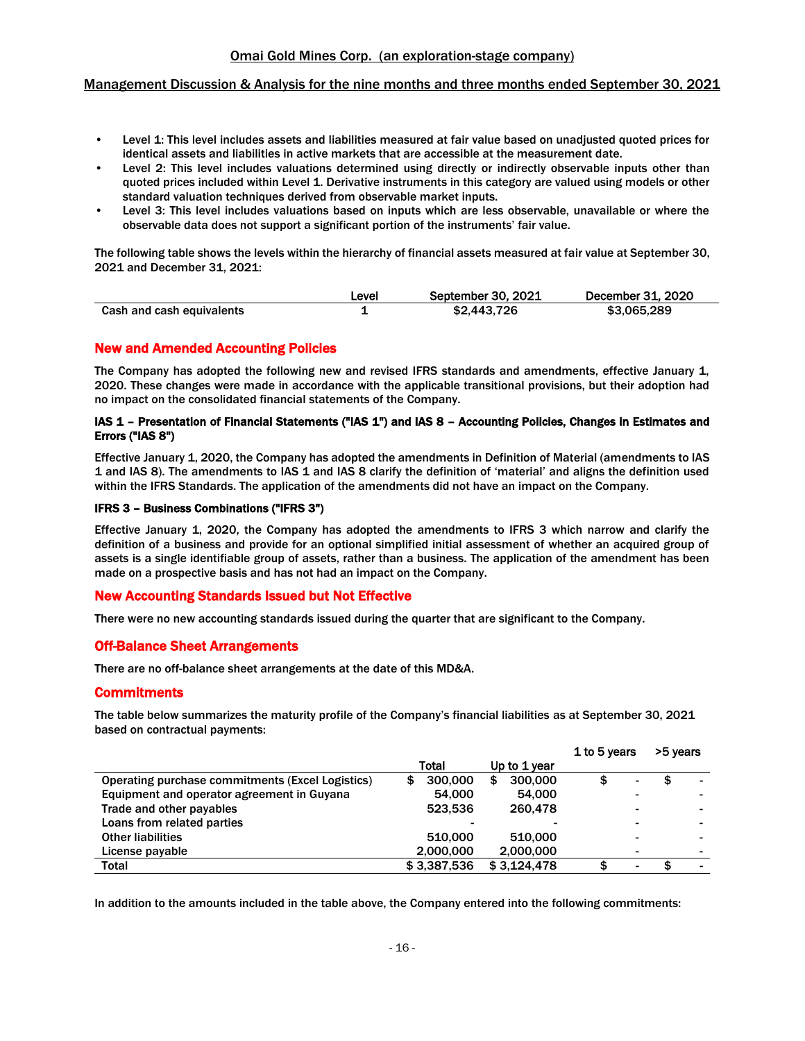- Level 1: This level includes assets and liabilities measured at fair value based on unadjusted quoted prices for identical assets and liabilities in active markets that are accessible at the measurement date.
- Level 2: This level includes valuations determined using directly or indirectly observable inputs other than quoted prices included within Level 1. Derivative instruments in this category are valued using models or other standard valuation techniques derived from observable market inputs.
- Level 3: This level includes valuations based on inputs which are less observable, unavailable or where the observable data does not support a significant portion of the instruments' fair value.

The following table shows the levels within the hierarchy of financial assets measured at fair value at September 30, 2021 and December 31, 2021:

| | Level | September 30, 2021 | December 31, 2020 |
|---|---|---|---|
| Cash and cash equivalents | 1 | $2,443,726 | $3,065,289 |

## New and Amended Accounting Policies

The Company has adopted the following new and revised IFRS standards and amendments, effective January 1, 2020. These changes were made in accordance with the applicable transitional provisions, but their adoption had no impact on the consolidated financial statements of the Company.

#### IAS 1 – Presentation of Financial Statements ("IAS 1") and IAS 8 – Accounting Policies, Changes in Estimates and Errors ("IAS 8")

Effective January 1, 2020, the Company has adopted the amendments in Definition of Material (amendments to IAS 1 and IAS 8). The amendments to IAS 1 and IAS 8 clarify the definition of 'material' and aligns the definition used within the IFRS Standards. The application of the amendments did not have an impact on the Company.

#### IFRS 3 – Business Combinations ("IFRS 3")

Effective January 1, 2020, the Company has adopted the amendments to IFRS 3 which narrow and clarify the definition of a business and provide for an optional simplified initial assessment of whether an acquired group of assets is a single identifiable group of assets, rather than a business. The application of the amendment has been made on a prospective basis and has not had an impact on the Company.

## New Accounting Standards Issued but Not Effective

There were no new accounting standards issued during the quarter that are significant to the Company.

## Off-Balance Sheet Arrangements

There are no off-balance sheet arrangements at the date of this MD&A.

## Commitments

The table below summarizes the maturity profile of the Company's financial liabilities as at September 30, 2021 based on contractual payments:

| | Total | Up to 1 year | 1 to 5 years | >5 years |
|---|---|---|---|---|
| Operating purchase commitments (Excel Logistics) | $ 300,000 | $ 300,000 | $ - | $ - |
| Equipment and operator agreement in Guyana | 54,000 | 54,000 | - | - |
| Trade and other payables | 523,536 | 260,478 | - | - |
| Loans from related parties | - | - | - | - |
| Other liabilities | 510,000 | 510,000 | - | - |
| License payable | 2,000,000 | 2,000,000 | - | - |
| Total | $ 3,387,536 | $ 3,124,478 | $ - | $ - |

In addition to the amounts included in the table above, the Company entered into the following commitments: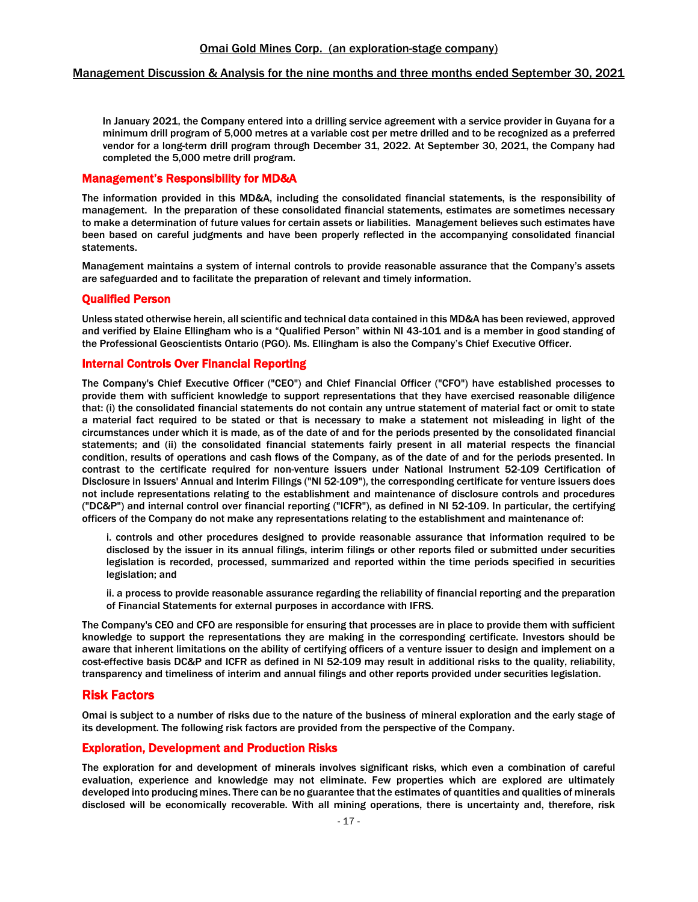In January 2021, the Company entered into a drilling service agreement with a service provider in Guyana for a minimum drill program of 5,000 metres at a variable cost per metre drilled and to be recognized as a preferred vendor for a long-term drill program through December 31, 2022. At September 30, 2021, the Company had completed the 5,000 metre drill program.

## Management's Responsibility for MD&A

The information provided in this MD&A, including the consolidated financial statements, is the responsibility of management. In the preparation of these consolidated financial statements, estimates are sometimes necessary to make a determination of future values for certain assets or liabilities. Management believes such estimates have been based on careful judgments and have been properly reflected in the accompanying consolidated financial statements.

Management maintains a system of internal controls to provide reasonable assurance that the Company's assets are safeguarded and to facilitate the preparation of relevant and timely information.

## Qualified Person

Unless stated otherwise herein, all scientific and technical data contained in this MD&A has been reviewed, approved and verified by Elaine Ellingham who is a "Qualified Person" within NI 43-101 and is a member in good standing of the Professional Geoscientists Ontario (PGO). Ms. Ellingham is also the Company's Chief Executive Officer.

## Internal Controls Over Financial Reporting

The Company's Chief Executive Officer ("CEO") and Chief Financial Officer ("CFO") have established processes to provide them with sufficient knowledge to support representations that they have exercised reasonable diligence that: (i) the consolidated financial statements do not contain any untrue statement of material fact or omit to state a material fact required to be stated or that is necessary to make a statement not misleading in light of the circumstances under which it is made, as of the date of and for the periods presented by the consolidated financial statements; and (ii) the consolidated financial statements fairly present in all material respects the financial condition, results of operations and cash flows of the Company, as of the date of and for the periods presented. In contrast to the certificate required for non-venture issuers under National Instrument 52-109 Certification of Disclosure in Issuers' Annual and Interim Filings ("NI 52-109"), the corresponding certificate for venture issuers does not include representations relating to the establishment and maintenance of disclosure controls and procedures ("DC&P") and internal control over financial reporting ("ICFR"), as defined in NI 52-109. In particular, the certifying officers of the Company do not make any representations relating to the establishment and maintenance of:

i. controls and other procedures designed to provide reasonable assurance that information required to be disclosed by the issuer in its annual filings, interim filings or other reports filed or submitted under securities legislation is recorded, processed, summarized and reported within the time periods specified in securities legislation; and

ii. a process to provide reasonable assurance regarding the reliability of financial reporting and the preparation of Financial Statements for external purposes in accordance with IFRS.

The Company's CEO and CFO are responsible for ensuring that processes are in place to provide them with sufficient knowledge to support the representations they are making in the corresponding certificate. Investors should be aware that inherent limitations on the ability of certifying officers of a venture issuer to design and implement on a cost-effective basis DC&P and ICFR as defined in NI 52-109 may result in additional risks to the quality, reliability, transparency and timeliness of interim and annual filings and other reports provided under securities legislation.

## Risk Factors

Omai is subject to a number of risks due to the nature of the business of mineral exploration and the early stage of its development. The following risk factors are provided from the perspective of the Company.

## Exploration, Development and Production Risks

The exploration for and development of minerals involves significant risks, which even a combination of careful evaluation, experience and knowledge may not eliminate. Few properties which are explored are ultimately developed into producing mines. There can be no guarantee that the estimates of quantities and qualities of minerals disclosed will be economically recoverable. With all mining operations, there is uncertainty and, therefore, risk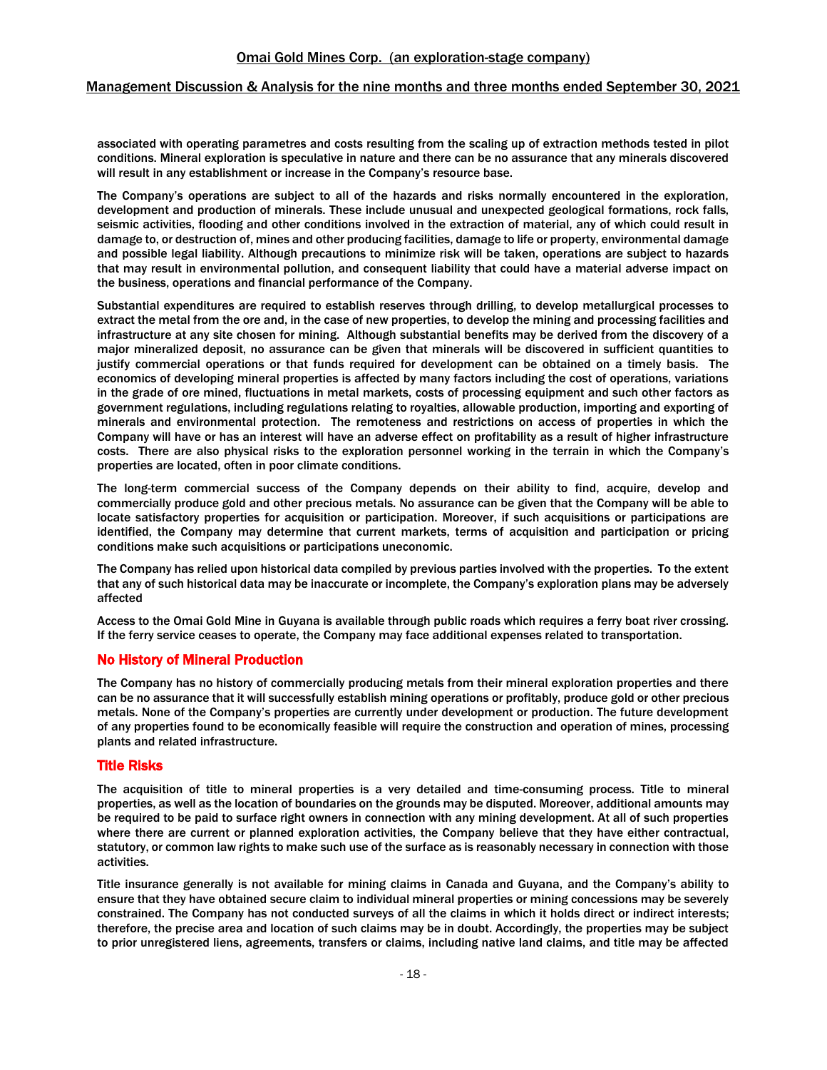associated with operating parametres and costs resulting from the scaling up of extraction methods tested in pilot conditions. Mineral exploration is speculative in nature and there can be no assurance that any minerals discovered will result in any establishment or increase in the Company's resource base.

The Company's operations are subject to all of the hazards and risks normally encountered in the exploration, development and production of minerals. These include unusual and unexpected geological formations, rock falls, seismic activities, flooding and other conditions involved in the extraction of material, any of which could result in damage to, or destruction of, mines and other producing facilities, damage to life or property, environmental damage and possible legal liability. Although precautions to minimize risk will be taken, operations are subject to hazards that may result in environmental pollution, and consequent liability that could have a material adverse impact on the business, operations and financial performance of the Company.

Substantial expenditures are required to establish reserves through drilling, to develop metallurgical processes to extract the metal from the ore and, in the case of new properties, to develop the mining and processing facilities and infrastructure at any site chosen for mining. Although substantial benefits may be derived from the discovery of a major mineralized deposit, no assurance can be given that minerals will be discovered in sufficient quantities to justify commercial operations or that funds required for development can be obtained on a timely basis. The economics of developing mineral properties is affected by many factors including the cost of operations, variations in the grade of ore mined, fluctuations in metal markets, costs of processing equipment and such other factors as government regulations, including regulations relating to royalties, allowable production, importing and exporting of minerals and environmental protection. The remoteness and restrictions on access of properties in which the Company will have or has an interest will have an adverse effect on profitability as a result of higher infrastructure costs. There are also physical risks to the exploration personnel working in the terrain in which the Company's properties are located, often in poor climate conditions.

The long-term commercial success of the Company depends on their ability to find, acquire, develop and commercially produce gold and other precious metals. No assurance can be given that the Company will be able to locate satisfactory properties for acquisition or participation. Moreover, if such acquisitions or participations are identified, the Company may determine that current markets, terms of acquisition and participation or pricing conditions make such acquisitions or participations uneconomic.

The Company has relied upon historical data compiled by previous parties involved with the properties. To the extent that any of such historical data may be inaccurate or incomplete, the Company's exploration plans may be adversely affected

Access to the Omai Gold Mine in Guyana is available through public roads which requires a ferry boat river crossing. If the ferry service ceases to operate, the Company may face additional expenses related to transportation.

## No History of Mineral Production

The Company has no history of commercially producing metals from their mineral exploration properties and there can be no assurance that it will successfully establish mining operations or profitably, produce gold or other precious metals. None of the Company's properties are currently under development or production. The future development of any properties found to be economically feasible will require the construction and operation of mines, processing plants and related infrastructure.

## Title Risks

The acquisition of title to mineral properties is a very detailed and time-consuming process. Title to mineral properties, as well as the location of boundaries on the grounds may be disputed. Moreover, additional amounts may be required to be paid to surface right owners in connection with any mining development. At all of such properties where there are current or planned exploration activities, the Company believe that they have either contractual, statutory, or common law rights to make such use of the surface as is reasonably necessary in connection with those activities.

Title insurance generally is not available for mining claims in Canada and Guyana, and the Company's ability to ensure that they have obtained secure claim to individual mineral properties or mining concessions may be severely constrained. The Company has not conducted surveys of all the claims in which it holds direct or indirect interests; therefore, the precise area and location of such claims may be in doubt. Accordingly, the properties may be subject to prior unregistered liens, agreements, transfers or claims, including native land claims, and title may be affected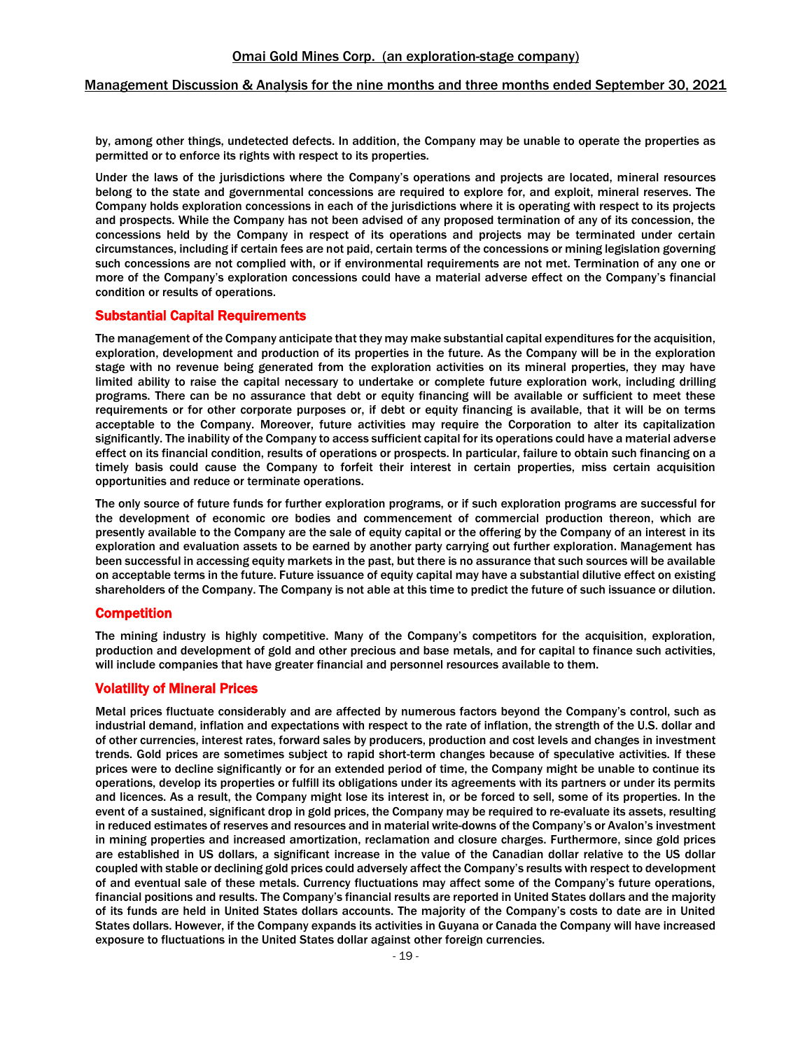by, among other things, undetected defects. In addition, the Company may be unable to operate the properties as permitted or to enforce its rights with respect to its properties.

Under the laws of the jurisdictions where the Company's operations and projects are located, mineral resources belong to the state and governmental concessions are required to explore for, and exploit, mineral reserves. The Company holds exploration concessions in each of the jurisdictions where it is operating with respect to its projects and prospects. While the Company has not been advised of any proposed termination of any of its concession, the concessions held by the Company in respect of its operations and projects may be terminated under certain circumstances, including if certain fees are not paid, certain terms of the concessions or mining legislation governing such concessions are not complied with, or if environmental requirements are not met. Termination of any one or more of the Company's exploration concessions could have a material adverse effect on the Company's financial condition or results of operations.

## Substantial Capital Requirements

The management of the Company anticipate that they may make substantial capital expenditures for the acquisition, exploration, development and production of its properties in the future. As the Company will be in the exploration stage with no revenue being generated from the exploration activities on its mineral properties, they may have limited ability to raise the capital necessary to undertake or complete future exploration work, including drilling programs. There can be no assurance that debt or equity financing will be available or sufficient to meet these requirements or for other corporate purposes or, if debt or equity financing is available, that it will be on terms acceptable to the Company. Moreover, future activities may require the Corporation to alter its capitalization significantly. The inability of the Company to access sufficient capital for its operations could have a material adverse effect on its financial condition, results of operations or prospects. In particular, failure to obtain such financing on a timely basis could cause the Company to forfeit their interest in certain properties, miss certain acquisition opportunities and reduce or terminate operations.

The only source of future funds for further exploration programs, or if such exploration programs are successful for the development of economic ore bodies and commencement of commercial production thereon, which are presently available to the Company are the sale of equity capital or the offering by the Company of an interest in its exploration and evaluation assets to be earned by another party carrying out further exploration. Management has been successful in accessing equity markets in the past, but there is no assurance that such sources will be available on acceptable terms in the future. Future issuance of equity capital may have a substantial dilutive effect on existing shareholders of the Company. The Company is not able at this time to predict the future of such issuance or dilution.

## Competition

The mining industry is highly competitive. Many of the Company's competitors for the acquisition, exploration, production and development of gold and other precious and base metals, and for capital to finance such activities, will include companies that have greater financial and personnel resources available to them.

## Volatility of Mineral Prices

Metal prices fluctuate considerably and are affected by numerous factors beyond the Company's control, such as industrial demand, inflation and expectations with respect to the rate of inflation, the strength of the U.S. dollar and of other currencies, interest rates, forward sales by producers, production and cost levels and changes in investment trends. Gold prices are sometimes subject to rapid short-term changes because of speculative activities. If these prices were to decline significantly or for an extended period of time, the Company might be unable to continue its operations, develop its properties or fulfill its obligations under its agreements with its partners or under its permits and licences. As a result, the Company might lose its interest in, or be forced to sell, some of its properties. In the event of a sustained, significant drop in gold prices, the Company may be required to re-evaluate its assets, resulting in reduced estimates of reserves and resources and in material write-downs of the Company's or Avalon's investment in mining properties and increased amortization, reclamation and closure charges. Furthermore, since gold prices are established in US dollars, a significant increase in the value of the Canadian dollar relative to the US dollar coupled with stable or declining gold prices could adversely affect the Company's results with respect to development of and eventual sale of these metals. Currency fluctuations may affect some of the Company's future operations, financial positions and results. The Company's financial results are reported in United States dollars and the majority of its funds are held in United States dollars accounts. The majority of the Company's costs to date are in United States dollars. However, if the Company expands its activities in Guyana or Canada the Company will have increased exposure to fluctuations in the United States dollar against other foreign currencies.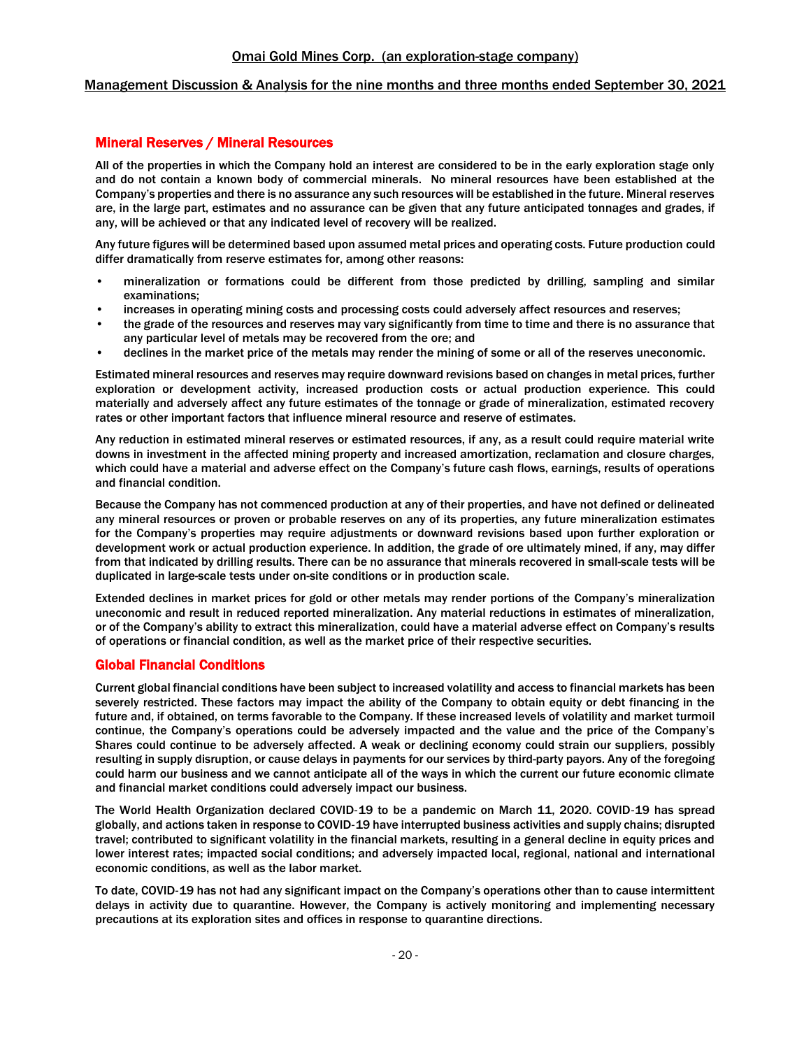## Mineral Reserves / Mineral Resources

All of the properties in which the Company hold an interest are considered to be in the early exploration stage only and do not contain a known body of commercial minerals. No mineral resources have been established at the Company's properties and there is no assurance any such resources will be established in the future. Mineral reserves are, in the large part, estimates and no assurance can be given that any future anticipated tonnages and grades, if any, will be achieved or that any indicated level of recovery will be realized.

Any future figures will be determined based upon assumed metal prices and operating costs. Future production could differ dramatically from reserve estimates for, among other reasons:

- mineralization or formations could be different from those predicted by drilling, sampling and similar examinations;
- increases in operating mining costs and processing costs could adversely affect resources and reserves;
- the grade of the resources and reserves may vary significantly from time to time and there is no assurance that any particular level of metals may be recovered from the ore; and
- declines in the market price of the metals may render the mining of some or all of the reserves uneconomic.

Estimated mineral resources and reserves may require downward revisions based on changes in metal prices, further exploration or development activity, increased production costs or actual production experience. This could materially and adversely affect any future estimates of the tonnage or grade of mineralization, estimated recovery rates or other important factors that influence mineral resource and reserve of estimates.

Any reduction in estimated mineral reserves or estimated resources, if any, as a result could require material write downs in investment in the affected mining property and increased amortization, reclamation and closure charges, which could have a material and adverse effect on the Company's future cash flows, earnings, results of operations and financial condition.

Because the Company has not commenced production at any of their properties, and have not defined or delineated any mineral resources or proven or probable reserves on any of its properties, any future mineralization estimates for the Company's properties may require adjustments or downward revisions based upon further exploration or development work or actual production experience. In addition, the grade of ore ultimately mined, if any, may differ from that indicated by drilling results. There can be no assurance that minerals recovered in small-scale tests will be duplicated in large-scale tests under on-site conditions or in production scale.

Extended declines in market prices for gold or other metals may render portions of the Company's mineralization uneconomic and result in reduced reported mineralization. Any material reductions in estimates of mineralization, or of the Company's ability to extract this mineralization, could have a material adverse effect on Company's results of operations or financial condition, as well as the market price of their respective securities.

## Global Financial Conditions

Current global financial conditions have been subject to increased volatility and access to financial markets has been severely restricted. These factors may impact the ability of the Company to obtain equity or debt financing in the future and, if obtained, on terms favorable to the Company. If these increased levels of volatility and market turmoil continue, the Company's operations could be adversely impacted and the value and the price of the Company's Shares could continue to be adversely affected. A weak or declining economy could strain our suppliers, possibly resulting in supply disruption, or cause delays in payments for our services by third-party payors. Any of the foregoing could harm our business and we cannot anticipate all of the ways in which the current our future economic climate and financial market conditions could adversely impact our business.

The World Health Organization declared COVID-19 to be a pandemic on March 11, 2020. COVID-19 has spread globally, and actions taken in response to COVID-19 have interrupted business activities and supply chains; disrupted travel; contributed to significant volatility in the financial markets, resulting in a general decline in equity prices and lower interest rates; impacted social conditions; and adversely impacted local, regional, national and international economic conditions, as well as the labor market.

To date, COVID-19 has not had any significant impact on the Company's operations other than to cause intermittent delays in activity due to quarantine. However, the Company is actively monitoring and implementing necessary precautions at its exploration sites and offices in response to quarantine directions.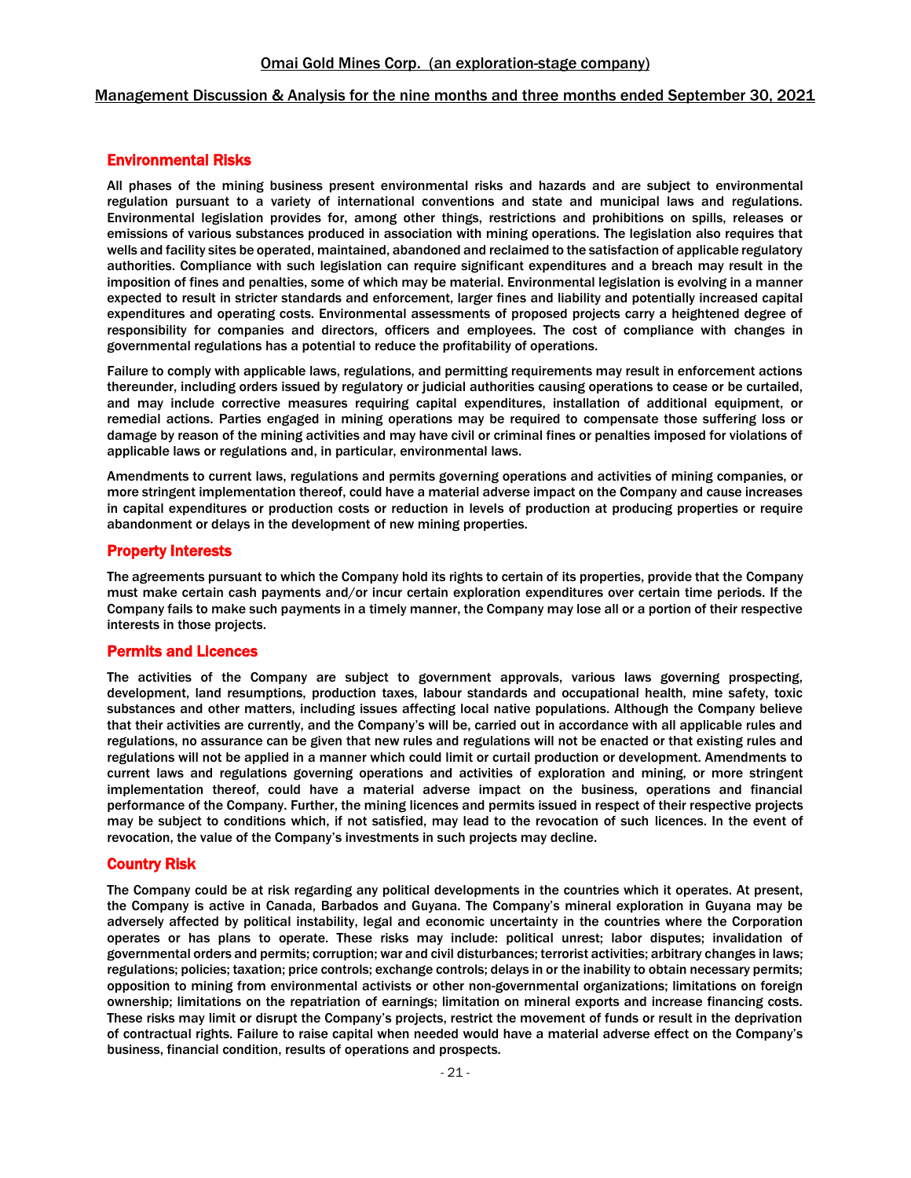## Environmental Risks

All phases of the mining business present environmental risks and hazards and are subject to environmental regulation pursuant to a variety of international conventions and state and municipal laws and regulations. Environmental legislation provides for, among other things, restrictions and prohibitions on spills, releases or emissions of various substances produced in association with mining operations. The legislation also requires that wells and facility sites be operated, maintained, abandoned and reclaimed to the satisfaction of applicable regulatory authorities. Compliance with such legislation can require significant expenditures and a breach may result in the imposition of fines and penalties, some of which may be material. Environmental legislation is evolving in a manner expected to result in stricter standards and enforcement, larger fines and liability and potentially increased capital expenditures and operating costs. Environmental assessments of proposed projects carry a heightened degree of responsibility for companies and directors, officers and employees. The cost of compliance with changes in governmental regulations has a potential to reduce the profitability of operations.

Failure to comply with applicable laws, regulations, and permitting requirements may result in enforcement actions thereunder, including orders issued by regulatory or judicial authorities causing operations to cease or be curtailed, and may include corrective measures requiring capital expenditures, installation of additional equipment, or remedial actions. Parties engaged in mining operations may be required to compensate those suffering loss or damage by reason of the mining activities and may have civil or criminal fines or penalties imposed for violations of applicable laws or regulations and, in particular, environmental laws.

Amendments to current laws, regulations and permits governing operations and activities of mining companies, or more stringent implementation thereof, could have a material adverse impact on the Company and cause increases in capital expenditures or production costs or reduction in levels of production at producing properties or require abandonment or delays in the development of new mining properties.

## Property Interests

The agreements pursuant to which the Company hold its rights to certain of its properties, provide that the Company must make certain cash payments and/or incur certain exploration expenditures over certain time periods. If the Company fails to make such payments in a timely manner, the Company may lose all or a portion of their respective interests in those projects.

## Permits and Licences

The activities of the Company are subject to government approvals, various laws governing prospecting, development, land resumptions, production taxes, labour standards and occupational health, mine safety, toxic substances and other matters, including issues affecting local native populations. Although the Company believe that their activities are currently, and the Company's will be, carried out in accordance with all applicable rules and regulations, no assurance can be given that new rules and regulations will not be enacted or that existing rules and regulations will not be applied in a manner which could limit or curtail production or development. Amendments to current laws and regulations governing operations and activities of exploration and mining, or more stringent implementation thereof, could have a material adverse impact on the business, operations and financial performance of the Company. Further, the mining licences and permits issued in respect of their respective projects may be subject to conditions which, if not satisfied, may lead to the revocation of such licences. In the event of revocation, the value of the Company's investments in such projects may decline.

## Country Risk

The Company could be at risk regarding any political developments in the countries which it operates. At present, the Company is active in Canada, Barbados and Guyana. The Company's mineral exploration in Guyana may be adversely affected by political instability, legal and economic uncertainty in the countries where the Corporation operates or has plans to operate. These risks may include: political unrest; labor disputes; invalidation of governmental orders and permits; corruption; war and civil disturbances; terrorist activities; arbitrary changes in laws; regulations; policies; taxation; price controls; exchange controls; delays in or the inability to obtain necessary permits; opposition to mining from environmental activists or other non-governmental organizations; limitations on foreign ownership; limitations on the repatriation of earnings; limitation on mineral exports and increase financing costs. These risks may limit or disrupt the Company's projects, restrict the movement of funds or result in the deprivation of contractual rights. Failure to raise capital when needed would have a material adverse effect on the Company's business, financial condition, results of operations and prospects.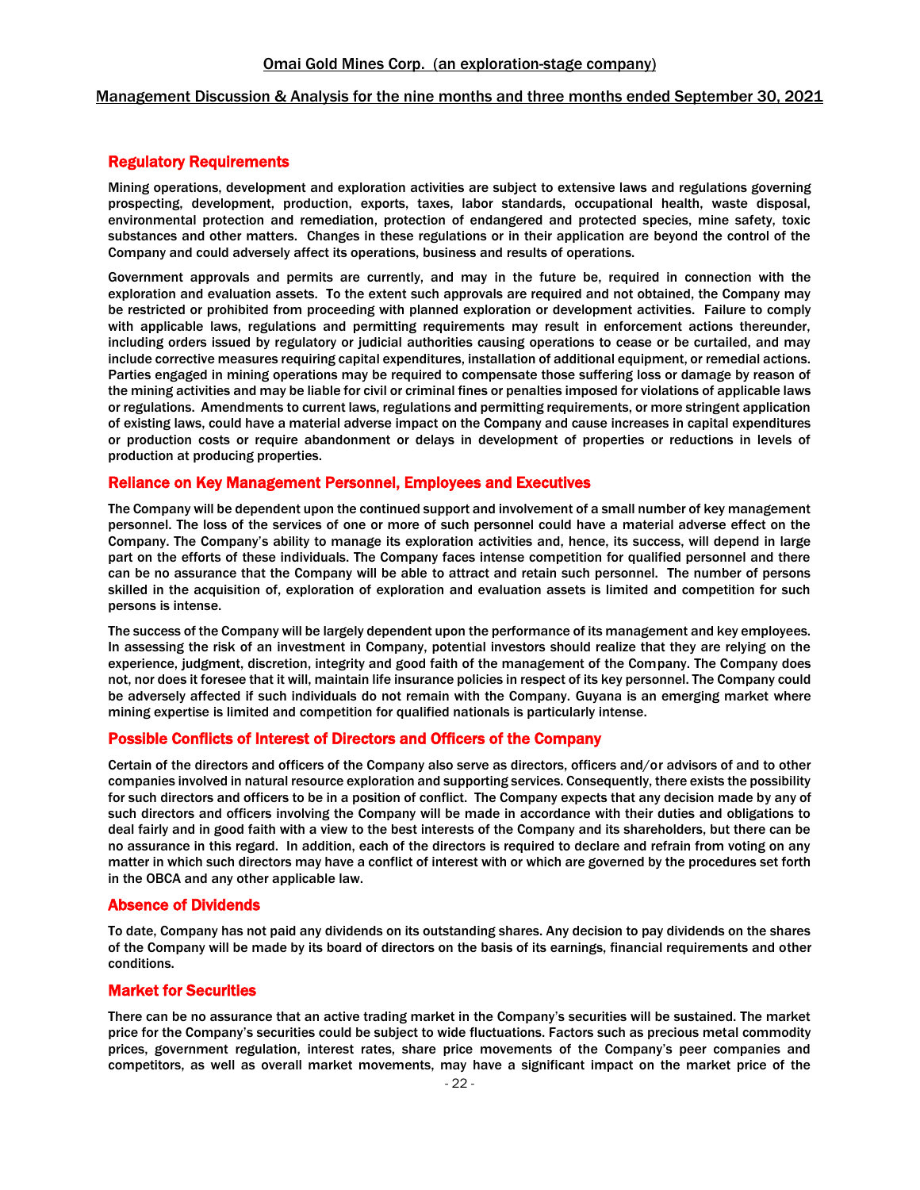## Regulatory Requirements

Mining operations, development and exploration activities are subject to extensive laws and regulations governing prospecting, development, production, exports, taxes, labor standards, occupational health, waste disposal, environmental protection and remediation, protection of endangered and protected species, mine safety, toxic substances and other matters. Changes in these regulations or in their application are beyond the control of the Company and could adversely affect its operations, business and results of operations.

Government approvals and permits are currently, and may in the future be, required in connection with the exploration and evaluation assets. To the extent such approvals are required and not obtained, the Company may be restricted or prohibited from proceeding with planned exploration or development activities. Failure to comply with applicable laws, regulations and permitting requirements may result in enforcement actions thereunder, including orders issued by regulatory or judicial authorities causing operations to cease or be curtailed, and may include corrective measures requiring capital expenditures, installation of additional equipment, or remedial actions. Parties engaged in mining operations may be required to compensate those suffering loss or damage by reason of the mining activities and may be liable for civil or criminal fines or penalties imposed for violations of applicable laws or regulations. Amendments to current laws, regulations and permitting requirements, or more stringent application of existing laws, could have a material adverse impact on the Company and cause increases in capital expenditures or production costs or require abandonment or delays in development of properties or reductions in levels of production at producing properties.

## Reliance on Key Management Personnel, Employees and Executives

The Company will be dependent upon the continued support and involvement of a small number of key management personnel. The loss of the services of one or more of such personnel could have a material adverse effect on the Company. The Company's ability to manage its exploration activities and, hence, its success, will depend in large part on the efforts of these individuals. The Company faces intense competition for qualified personnel and there can be no assurance that the Company will be able to attract and retain such personnel. The number of persons skilled in the acquisition of, exploration of exploration and evaluation assets is limited and competition for such persons is intense.

The success of the Company will be largely dependent upon the performance of its management and key employees. In assessing the risk of an investment in Company, potential investors should realize that they are relying on the experience, judgment, discretion, integrity and good faith of the management of the Company. The Company does not, nor does it foresee that it will, maintain life insurance policies in respect of its key personnel. The Company could be adversely affected if such individuals do not remain with the Company. Guyana is an emerging market where mining expertise is limited and competition for qualified nationals is particularly intense.

## Possible Conflicts of Interest of Directors and Officers of the Company

Certain of the directors and officers of the Company also serve as directors, officers and/or advisors of and to other companies involved in natural resource exploration and supporting services. Consequently, there exists the possibility for such directors and officers to be in a position of conflict. The Company expects that any decision made by any of such directors and officers involving the Company will be made in accordance with their duties and obligations to deal fairly and in good faith with a view to the best interests of the Company and its shareholders, but there can be no assurance in this regard. In addition, each of the directors is required to declare and refrain from voting on any matter in which such directors may have a conflict of interest with or which are governed by the procedures set forth in the OBCA and any other applicable law.

## Absence of Dividends

To date, Company has not paid any dividends on its outstanding shares. Any decision to pay dividends on the shares of the Company will be made by its board of directors on the basis of its earnings, financial requirements and other conditions.

## Market for Securities

There can be no assurance that an active trading market in the Company's securities will be sustained. The market price for the Company's securities could be subject to wide fluctuations. Factors such as precious metal commodity prices, government regulation, interest rates, share price movements of the Company's peer companies and competitors, as well as overall market movements, may have a significant impact on the market price of the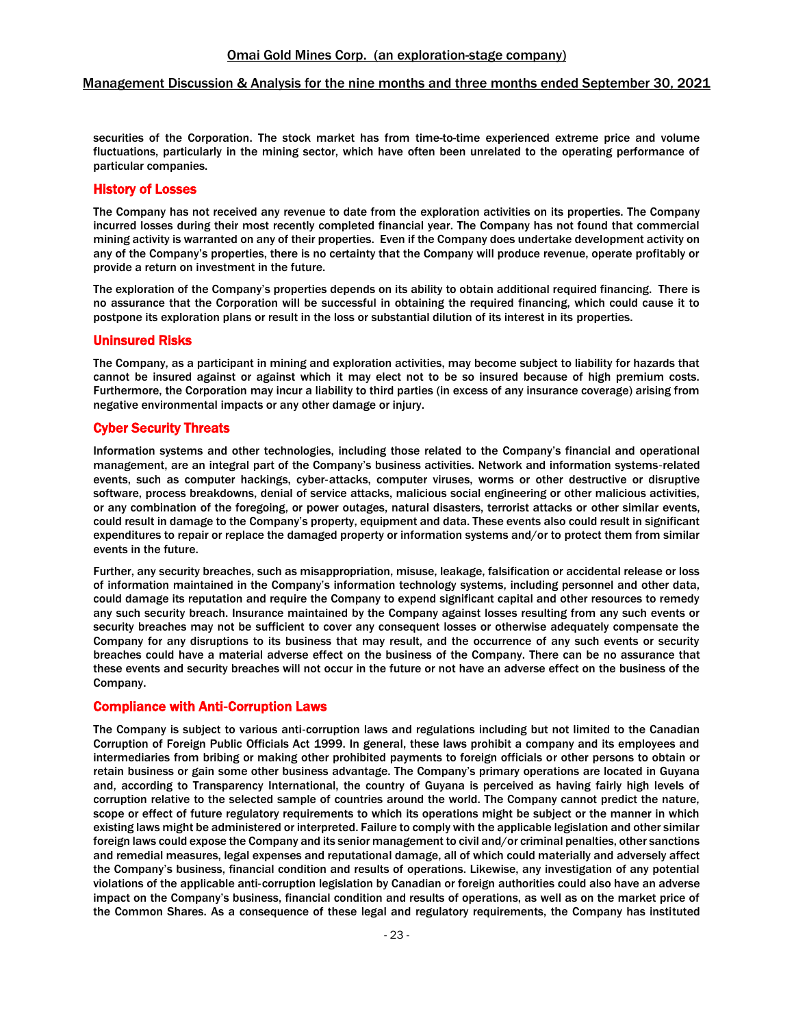securities of the Corporation. The stock market has from time-to-time experienced extreme price and volume fluctuations, particularly in the mining sector, which have often been unrelated to the operating performance of particular companies.

## History of Losses

The Company has not received any revenue to date from the exploration activities on its properties. The Company incurred losses during their most recently completed financial year. The Company has not found that commercial mining activity is warranted on any of their properties. Even if the Company does undertake development activity on any of the Company's properties, there is no certainty that the Company will produce revenue, operate profitably or provide a return on investment in the future.

The exploration of the Company's properties depends on its ability to obtain additional required financing. There is no assurance that the Corporation will be successful in obtaining the required financing, which could cause it to postpone its exploration plans or result in the loss or substantial dilution of its interest in its properties.

## Uninsured Risks

The Company, as a participant in mining and exploration activities, may become subject to liability for hazards that cannot be insured against or against which it may elect not to be so insured because of high premium costs. Furthermore, the Corporation may incur a liability to third parties (in excess of any insurance coverage) arising from negative environmental impacts or any other damage or injury.

## Cyber Security Threats

Information systems and other technologies, including those related to the Company's financial and operational management, are an integral part of the Company's business activities. Network and information systems-related events, such as computer hackings, cyber-attacks, computer viruses, worms or other destructive or disruptive software, process breakdowns, denial of service attacks, malicious social engineering or other malicious activities, or any combination of the foregoing, or power outages, natural disasters, terrorist attacks or other similar events, could result in damage to the Company's property, equipment and data. These events also could result in significant expenditures to repair or replace the damaged property or information systems and/or to protect them from similar events in the future.

Further, any security breaches, such as misappropriation, misuse, leakage, falsification or accidental release or loss of information maintained in the Company's information technology systems, including personnel and other data, could damage its reputation and require the Company to expend significant capital and other resources to remedy any such security breach. Insurance maintained by the Company against losses resulting from any such events or security breaches may not be sufficient to cover any consequent losses or otherwise adequately compensate the Company for any disruptions to its business that may result, and the occurrence of any such events or security breaches could have a material adverse effect on the business of the Company. There can be no assurance that these events and security breaches will not occur in the future or not have an adverse effect on the business of the Company.

## Compliance with Anti-Corruption Laws

The Company is subject to various anti-corruption laws and regulations including but not limited to the Canadian Corruption of Foreign Public Officials Act 1999. In general, these laws prohibit a company and its employees and intermediaries from bribing or making other prohibited payments to foreign officials or other persons to obtain or retain business or gain some other business advantage. The Company's primary operations are located in Guyana and, according to Transparency International, the country of Guyana is perceived as having fairly high levels of corruption relative to the selected sample of countries around the world. The Company cannot predict the nature, scope or effect of future regulatory requirements to which its operations might be subject or the manner in which existing laws might be administered or interpreted. Failure to comply with the applicable legislation and other similar foreign laws could expose the Company and its senior management to civil and/or criminal penalties, other sanctions and remedial measures, legal expenses and reputational damage, all of which could materially and adversely affect the Company's business, financial condition and results of operations. Likewise, any investigation of any potential violations of the applicable anti-corruption legislation by Canadian or foreign authorities could also have an adverse impact on the Company's business, financial condition and results of operations, as well as on the market price of the Common Shares. As a consequence of these legal and regulatory requirements, the Company has instituted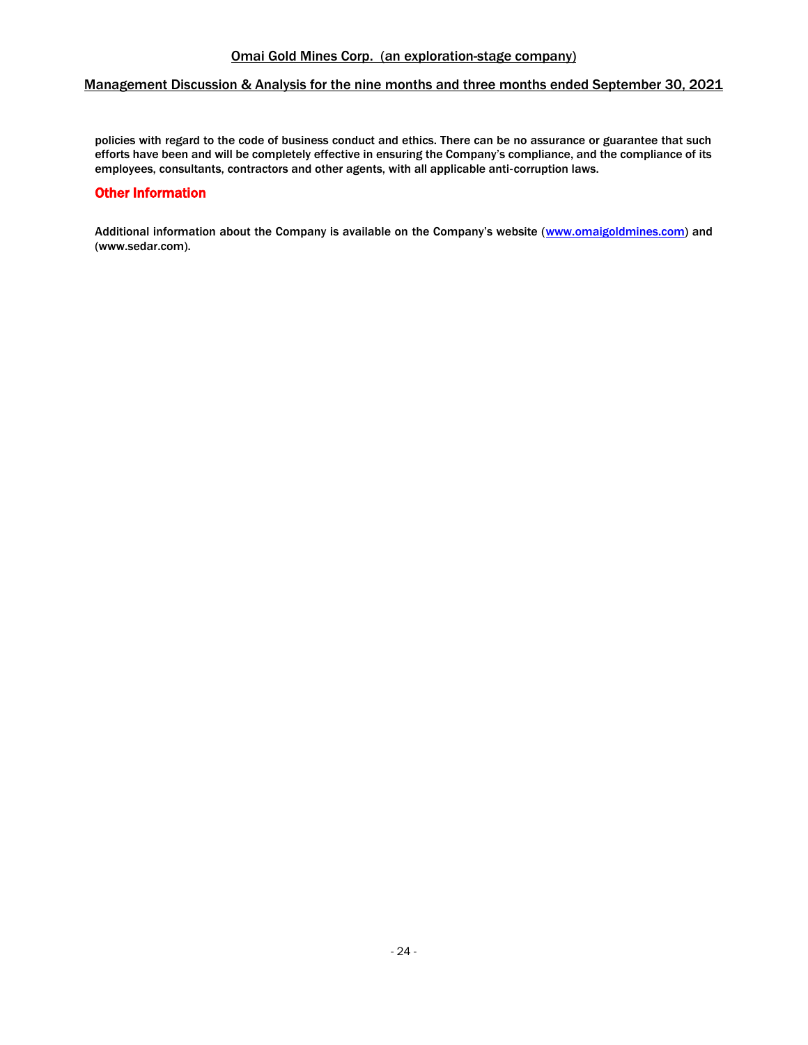policies with regard to the code of business conduct and ethics. There can be no assurance or guarantee that such efforts have been and will be completely effective in ensuring the Company's compliance, and the compliance of its employees, consultants, contractors and other agents, with all applicable anti-corruption laws.

## Other Information

Additional information about the Company is available on the Company's website (www.omaigoldmines.com) and (www.sedar.com).